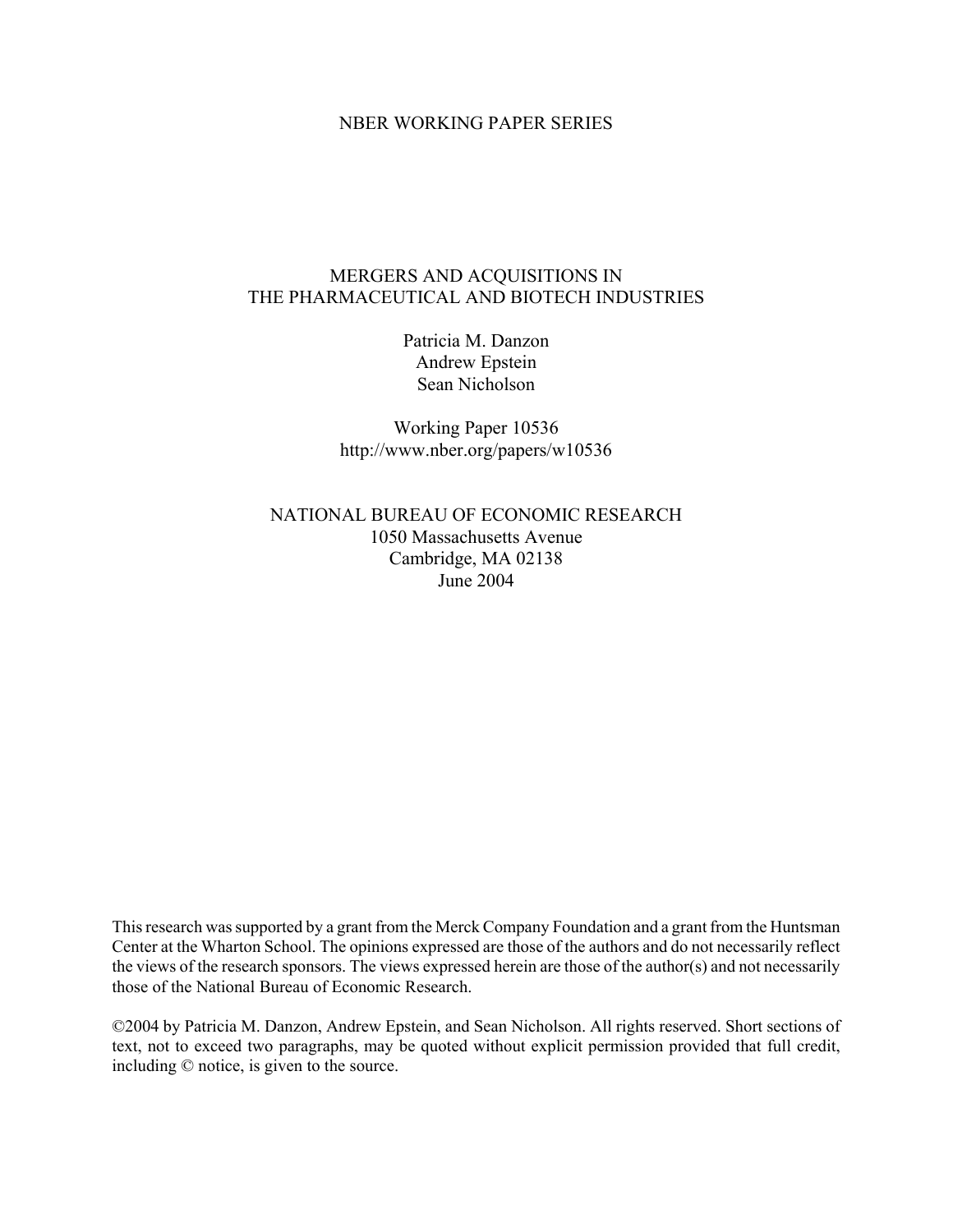NBER WORKING PAPER SERIES

# MERGERS AND ACQUISITIONS IN THE PHARMACEUTICAL AND BIOTECH INDUSTRIES

Patricia M. Danzon
Andrew Epstein
Sean Nicholson

Working Paper 10536
http://www.nber.org/papers/w10536

NATIONAL BUREAU OF ECONOMIC RESEARCH
1050 Massachusetts Avenue
Cambridge, MA 02138
June 2004

This research was supported by a grant from the Merck Company Foundation and a grant from the Huntsman Center at the Wharton School. The opinions expressed are those of the authors and do not necessarily reflect the views of the research sponsors. The views expressed herein are those of the author(s) and not necessarily those of the National Bureau of Economic Research.

©2004 by Patricia M. Danzon, Andrew Epstein, and Sean Nicholson. All rights reserved. Short sections of text, not to exceed two paragraphs, may be quoted without explicit permission provided that full credit, including © notice, is given to the source.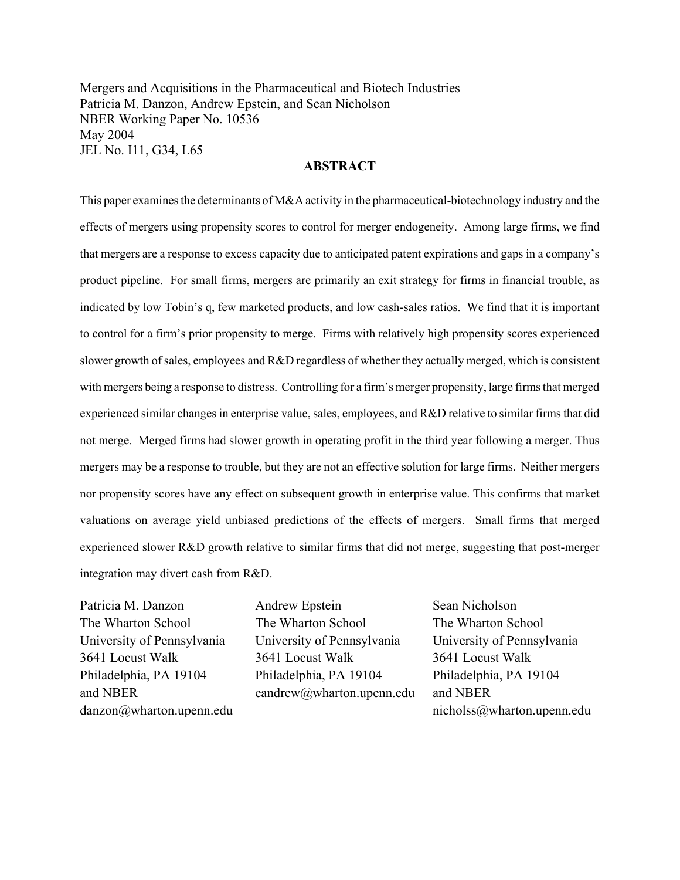Mergers and Acquisitions in the Pharmaceutical and Biotech Industries
Patricia M. Danzon, Andrew Epstein, and Sean Nicholson
NBER Working Paper No. 10536
May 2004
JEL No. I11, G34, L65

## ABSTRACT

This paper examines the determinants of M&A activity in the pharmaceutical-biotechnology industry and the effects of mergers using propensity scores to control for merger endogeneity. Among large firms, we find that mergers are a response to excess capacity due to anticipated patent expirations and gaps in a company's product pipeline. For small firms, mergers are primarily an exit strategy for firms in financial trouble, as indicated by low Tobin's q, few marketed products, and low cash-sales ratios. We find that it is important to control for a firm's prior propensity to merge. Firms with relatively high propensity scores experienced slower growth of sales, employees and R&D regardless of whether they actually merged, which is consistent with mergers being a response to distress. Controlling for a firm's merger propensity, large firms that merged experienced similar changes in enterprise value, sales, employees, and R&D relative to similar firms that did not merge. Merged firms had slower growth in operating profit in the third year following a merger. Thus mergers may be a response to trouble, but they are not an effective solution for large firms. Neither mergers nor propensity scores have any effect on subsequent growth in enterprise value. This confirms that market valuations on average yield unbiased predictions of the effects of mergers. Small firms that merged experienced slower R&D growth relative to similar firms that did not merge, suggesting that post-merger integration may divert cash from R&D.

Patricia M. Danzon
The Wharton School
University of Pennsylvania
3641 Locust Walk
Philadelphia, PA 19104
and NBER
danzon@wharton.upenn.edu

Andrew Epstein
The Wharton School
University of Pennsylvania
3641 Locust Walk
Philadelphia, PA 19104
eandrew@wharton.upenn.edu

Sean Nicholson
The Wharton School
University of Pennsylvania
3641 Locust Walk
Philadelphia, PA 19104
and NBER
nicholss@wharton.upenn.edu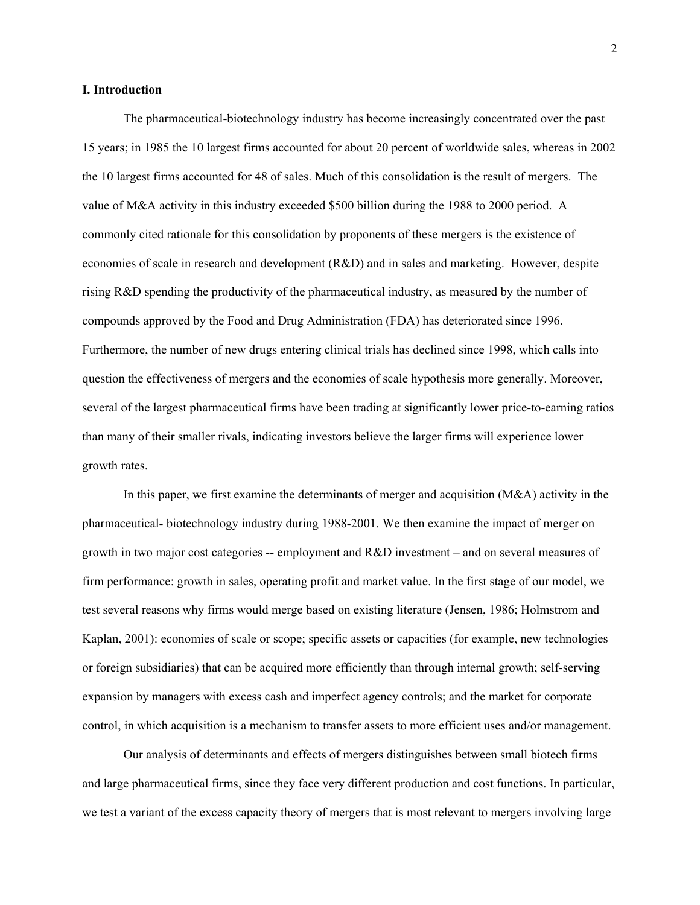## I. Introduction

The pharmaceutical-biotechnology industry has become increasingly concentrated over the past 15 years; in 1985 the 10 largest firms accounted for about 20 percent of worldwide sales, whereas in 2002 the 10 largest firms accounted for 48 of sales. Much of this consolidation is the result of mergers. The value of M&A activity in this industry exceeded $500 billion during the 1988 to 2000 period. A commonly cited rationale for this consolidation by proponents of these mergers is the existence of economies of scale in research and development (R&D) and in sales and marketing. However, despite rising R&D spending the productivity of the pharmaceutical industry, as measured by the number of compounds approved by the Food and Drug Administration (FDA) has deteriorated since 1996. Furthermore, the number of new drugs entering clinical trials has declined since 1998, which calls into question the effectiveness of mergers and the economies of scale hypothesis more generally. Moreover, several of the largest pharmaceutical firms have been trading at significantly lower price-to-earning ratios than many of their smaller rivals, indicating investors believe the larger firms will experience lower growth rates.

In this paper, we first examine the determinants of merger and acquisition (M&A) activity in the pharmaceutical- biotechnology industry during 1988-2001. We then examine the impact of merger on growth in two major cost categories -- employment and R&D investment – and on several measures of firm performance: growth in sales, operating profit and market value. In the first stage of our model, we test several reasons why firms would merge based on existing literature (Jensen, 1986; Holmstrom and Kaplan, 2001): economies of scale or scope; specific assets or capacities (for example, new technologies or foreign subsidiaries) that can be acquired more efficiently than through internal growth; self-serving expansion by managers with excess cash and imperfect agency controls; and the market for corporate control, in which acquisition is a mechanism to transfer assets to more efficient uses and/or management.

Our analysis of determinants and effects of mergers distinguishes between small biotech firms and large pharmaceutical firms, since they face very different production and cost functions. In particular, we test a variant of the excess capacity theory of mergers that is most relevant to mergers involving large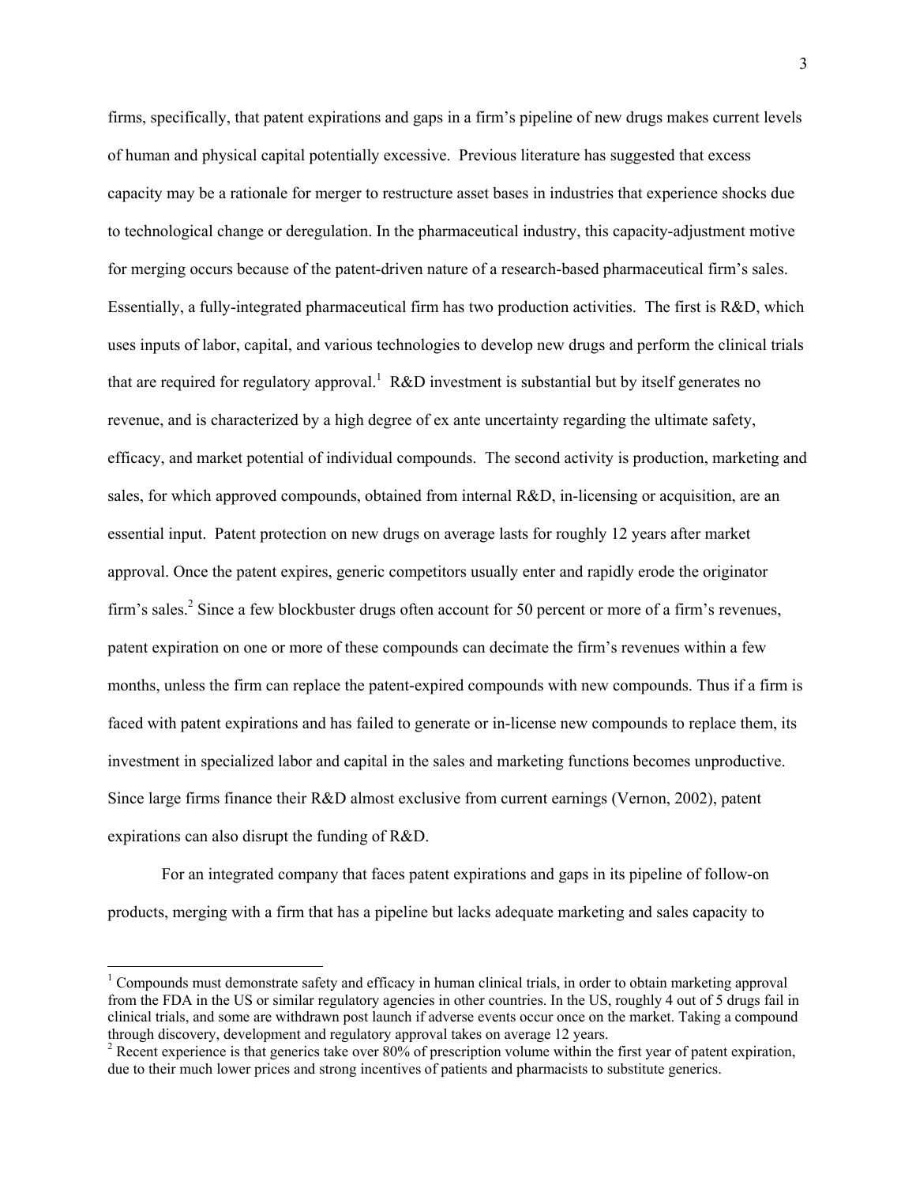firms, specifically, that patent expirations and gaps in a firm's pipeline of new drugs makes current levels of human and physical capital potentially excessive. Previous literature has suggested that excess capacity may be a rationale for merger to restructure asset bases in industries that experience shocks due to technological change or deregulation. In the pharmaceutical industry, this capacity-adjustment motive for merging occurs because of the patent-driven nature of a research-based pharmaceutical firm's sales. Essentially, a fully-integrated pharmaceutical firm has two production activities. The first is R&D, which uses inputs of labor, capital, and various technologies to develop new drugs and perform the clinical trials that are required for regulatory approval.[1] R&D investment is substantial but by itself generates no revenue, and is characterized by a high degree of ex ante uncertainty regarding the ultimate safety, efficacy, and market potential of individual compounds. The second activity is production, marketing and sales, for which approved compounds, obtained from internal R&D, in-licensing or acquisition, are an essential input. Patent protection on new drugs on average lasts for roughly 12 years after market approval. Once the patent expires, generic competitors usually enter and rapidly erode the originator firm's sales.[2] Since a few blockbuster drugs often account for 50 percent or more of a firm's revenues, patent expiration on one or more of these compounds can decimate the firm's revenues within a few months, unless the firm can replace the patent-expired compounds with new compounds. Thus if a firm is faced with patent expirations and has failed to generate or in-license new compounds to replace them, its investment in specialized labor and capital in the sales and marketing functions becomes unproductive. Since large firms finance their R&D almost exclusive from current earnings (Vernon, 2002), patent expirations can also disrupt the funding of R&D.

For an integrated company that faces patent expirations and gaps in its pipeline of follow-on products, merging with a firm that has a pipeline but lacks adequate marketing and sales capacity to

---

[1] Compounds must demonstrate safety and efficacy in human clinical trials, in order to obtain marketing approval from the FDA in the US or similar regulatory agencies in other countries. In the US, roughly 4 out of 5 drugs fail in clinical trials, and some are withdrawn post launch if adverse events occur once on the market. Taking a compound through discovery, development and regulatory approval takes on average 12 years.

[2] Recent experience is that generics take over 80% of prescription volume within the first year of patent expiration, due to their much lower prices and strong incentives of patients and pharmacists to substitute generics.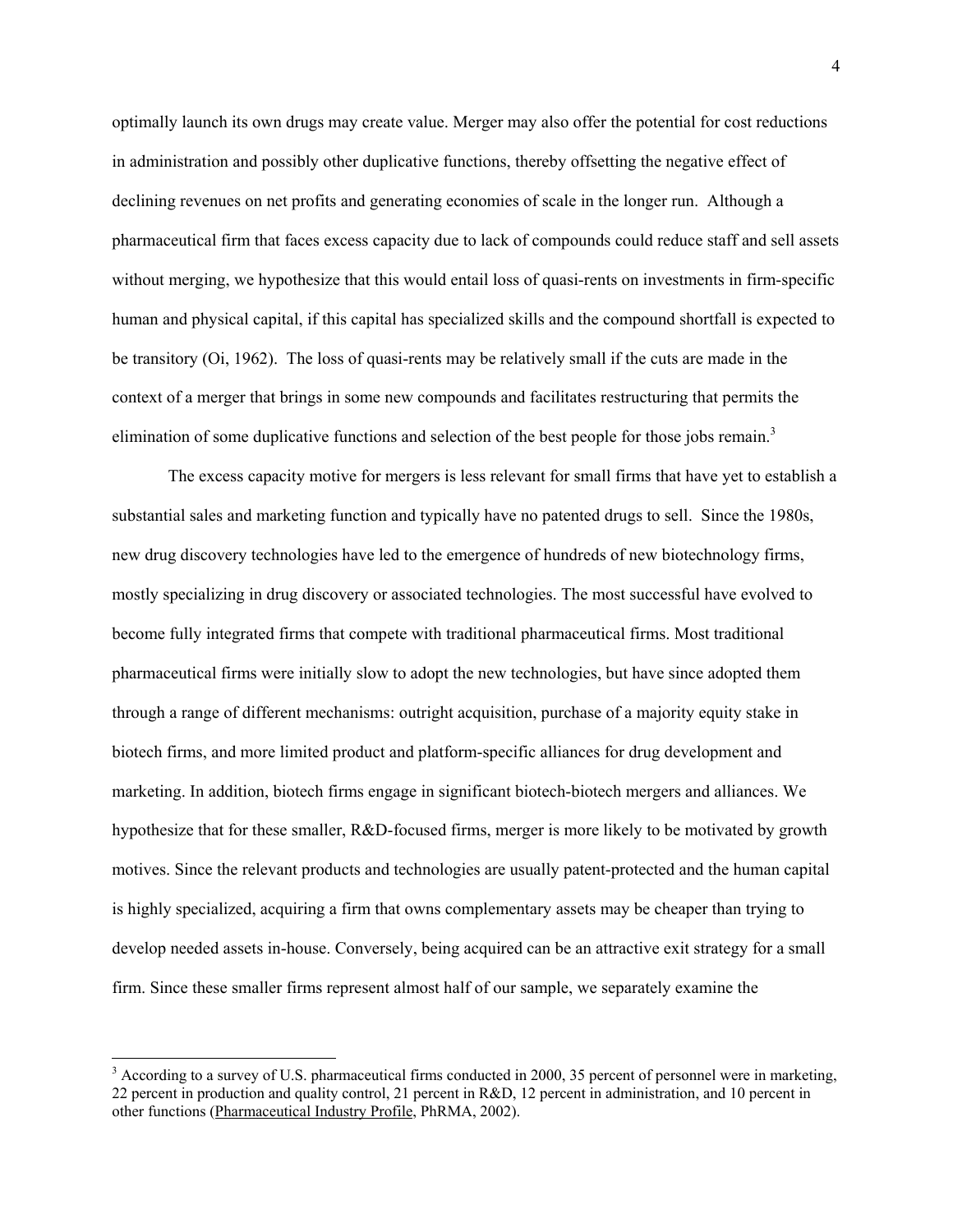optimally launch its own drugs may create value. Merger may also offer the potential for cost reductions in administration and possibly other duplicative functions, thereby offsetting the negative effect of declining revenues on net profits and generating economies of scale in the longer run. Although a pharmaceutical firm that faces excess capacity due to lack of compounds could reduce staff and sell assets without merging, we hypothesize that this would entail loss of quasi-rents on investments in firm-specific human and physical capital, if this capital has specialized skills and the compound shortfall is expected to be transitory (Oi, 1962). The loss of quasi-rents may be relatively small if the cuts are made in the context of a merger that brings in some new compounds and facilitates restructuring that permits the elimination of some duplicative functions and selection of the best people for those jobs remain.[3]

The excess capacity motive for mergers is less relevant for small firms that have yet to establish a substantial sales and marketing function and typically have no patented drugs to sell. Since the 1980s, new drug discovery technologies have led to the emergence of hundreds of new biotechnology firms, mostly specializing in drug discovery or associated technologies. The most successful have evolved to become fully integrated firms that compete with traditional pharmaceutical firms. Most traditional pharmaceutical firms were initially slow to adopt the new technologies, but have since adopted them through a range of different mechanisms: outright acquisition, purchase of a majority equity stake in biotech firms, and more limited product and platform-specific alliances for drug development and marketing. In addition, biotech firms engage in significant biotech-biotech mergers and alliances. We hypothesize that for these smaller, R&D-focused firms, merger is more likely to be motivated by growth motives. Since the relevant products and technologies are usually patent-protected and the human capital is highly specialized, acquiring a firm that owns complementary assets may be cheaper than trying to develop needed assets in-house. Conversely, being acquired can be an attractive exit strategy for a small firm. Since these smaller firms represent almost half of our sample, we separately examine the

[3] According to a survey of U.S. pharmaceutical firms conducted in 2000, 35 percent of personnel were in marketing, 22 percent in production and quality control, 21 percent in R&D, 12 percent in administration, and 10 percent in other functions (Pharmaceutical Industry Profile, PhRMA, 2002).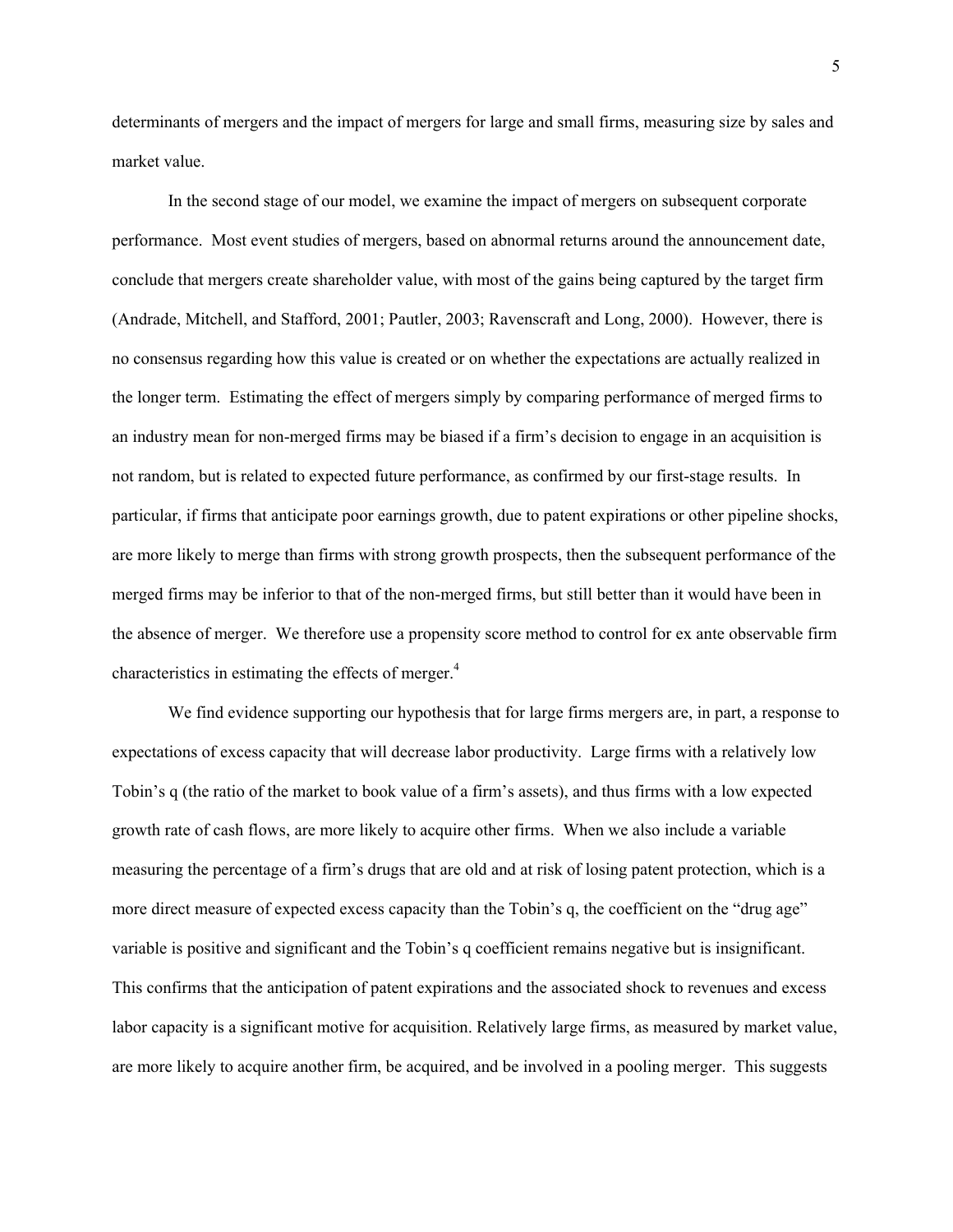determinants of mergers and the impact of mergers for large and small firms, measuring size by sales and market value.

In the second stage of our model, we examine the impact of mergers on subsequent corporate performance. Most event studies of mergers, based on abnormal returns around the announcement date, conclude that mergers create shareholder value, with most of the gains being captured by the target firm (Andrade, Mitchell, and Stafford, 2001; Pautler, 2003; Ravenscraft and Long, 2000). However, there is no consensus regarding how this value is created or on whether the expectations are actually realized in the longer term. Estimating the effect of mergers simply by comparing performance of merged firms to an industry mean for non-merged firms may be biased if a firm's decision to engage in an acquisition is not random, but is related to expected future performance, as confirmed by our first-stage results. In particular, if firms that anticipate poor earnings growth, due to patent expirations or other pipeline shocks, are more likely to merge than firms with strong growth prospects, then the subsequent performance of the merged firms may be inferior to that of the non-merged firms, but still better than it would have been in the absence of merger. We therefore use a propensity score method to control for ex ante observable firm characteristics in estimating the effects of merger.[4]

We find evidence supporting our hypothesis that for large firms mergers are, in part, a response to expectations of excess capacity that will decrease labor productivity. Large firms with a relatively low Tobin's q (the ratio of the market to book value of a firm's assets), and thus firms with a low expected growth rate of cash flows, are more likely to acquire other firms. When we also include a variable measuring the percentage of a firm's drugs that are old and at risk of losing patent protection, which is a more direct measure of expected excess capacity than the Tobin's q, the coefficient on the "drug age" variable is positive and significant and the Tobin's q coefficient remains negative but is insignificant. This confirms that the anticipation of patent expirations and the associated shock to revenues and excess labor capacity is a significant motive for acquisition. Relatively large firms, as measured by market value, are more likely to acquire another firm, be acquired, and be involved in a pooling merger. This suggests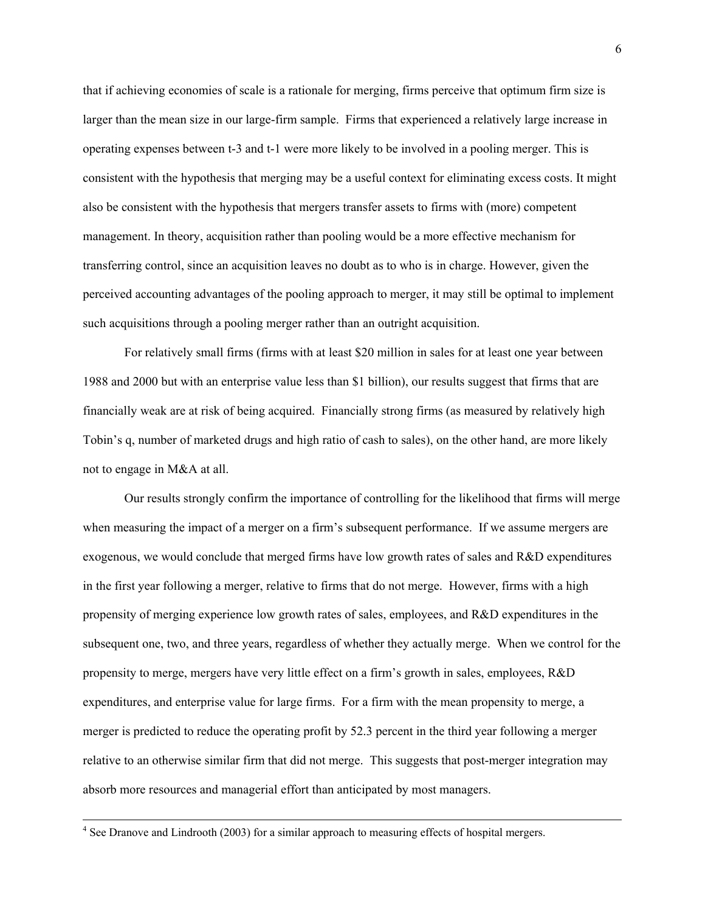that if achieving economies of scale is a rationale for merging, firms perceive that optimum firm size is larger than the mean size in our large-firm sample. Firms that experienced a relatively large increase in operating expenses between t-3 and t-1 were more likely to be involved in a pooling merger. This is consistent with the hypothesis that merging may be a useful context for eliminating excess costs. It might also be consistent with the hypothesis that mergers transfer assets to firms with (more) competent management. In theory, acquisition rather than pooling would be a more effective mechanism for transferring control, since an acquisition leaves no doubt as to who is in charge. However, given the perceived accounting advantages of the pooling approach to merger, it may still be optimal to implement such acquisitions through a pooling merger rather than an outright acquisition.

For relatively small firms (firms with at least $20 million in sales for at least one year between 1988 and 2000 but with an enterprise value less than $1 billion), our results suggest that firms that are financially weak are at risk of being acquired. Financially strong firms (as measured by relatively high Tobin's q, number of marketed drugs and high ratio of cash to sales), on the other hand, are more likely not to engage in M&A at all.

Our results strongly confirm the importance of controlling for the likelihood that firms will merge when measuring the impact of a merger on a firm's subsequent performance. If we assume mergers are exogenous, we would conclude that merged firms have low growth rates of sales and R&D expenditures in the first year following a merger, relative to firms that do not merge. However, firms with a high propensity of merging experience low growth rates of sales, employees, and R&D expenditures in the subsequent one, two, and three years, regardless of whether they actually merge. When we control for the propensity to merge, mergers have very little effect on a firm's growth in sales, employees, R&D expenditures, and enterprise value for large firms. For a firm with the mean propensity to merge, a merger is predicted to reduce the operating profit by 52.3 percent in the third year following a merger relative to an otherwise similar firm that did not merge. This suggests that post-merger integration may absorb more resources and managerial effort than anticipated by most managers.

---

[4] See Dranove and Lindrooth (2003) for a similar approach to measuring effects of hospital mergers.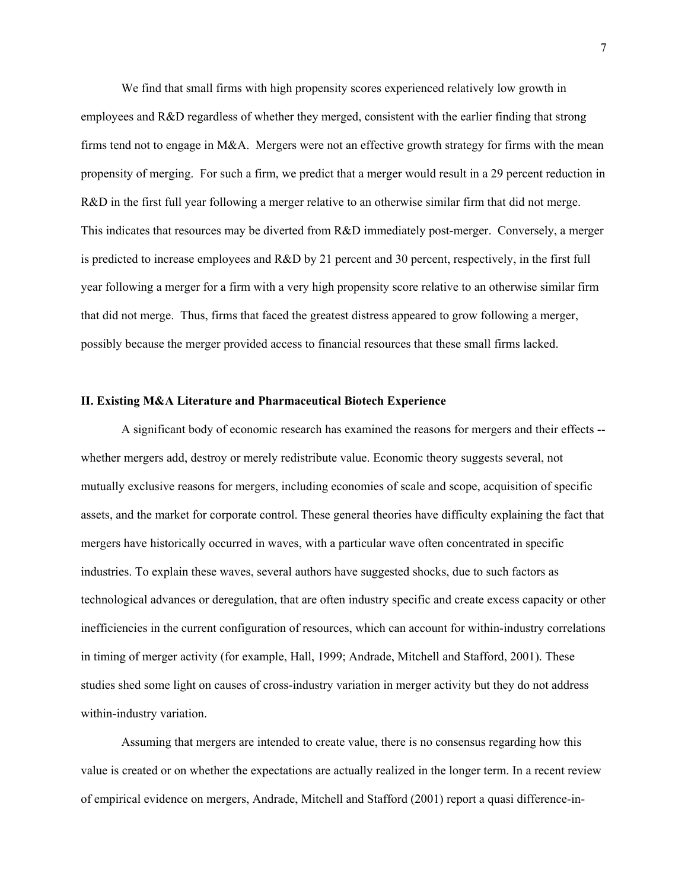We find that small firms with high propensity scores experienced relatively low growth in employees and R&D regardless of whether they merged, consistent with the earlier finding that strong firms tend not to engage in M&A. Mergers were not an effective growth strategy for firms with the mean propensity of merging. For such a firm, we predict that a merger would result in a 29 percent reduction in R&D in the first full year following a merger relative to an otherwise similar firm that did not merge. This indicates that resources may be diverted from R&D immediately post-merger. Conversely, a merger is predicted to increase employees and R&D by 21 percent and 30 percent, respectively, in the first full year following a merger for a firm with a very high propensity score relative to an otherwise similar firm that did not merge. Thus, firms that faced the greatest distress appeared to grow following a merger, possibly because the merger provided access to financial resources that these small firms lacked.

## II. Existing M&A Literature and Pharmaceutical Biotech Experience

A significant body of economic research has examined the reasons for mergers and their effects -- whether mergers add, destroy or merely redistribute value. Economic theory suggests several, not mutually exclusive reasons for mergers, including economies of scale and scope, acquisition of specific assets, and the market for corporate control. These general theories have difficulty explaining the fact that mergers have historically occurred in waves, with a particular wave often concentrated in specific industries. To explain these waves, several authors have suggested shocks, due to such factors as technological advances or deregulation, that are often industry specific and create excess capacity or other inefficiencies in the current configuration of resources, which can account for within-industry correlations in timing of merger activity (for example, Hall, 1999; Andrade, Mitchell and Stafford, 2001). These studies shed some light on causes of cross-industry variation in merger activity but they do not address within-industry variation.

Assuming that mergers are intended to create value, there is no consensus regarding how this value is created or on whether the expectations are actually realized in the longer term. In a recent review of empirical evidence on mergers, Andrade, Mitchell and Stafford (2001) report a quasi difference-in-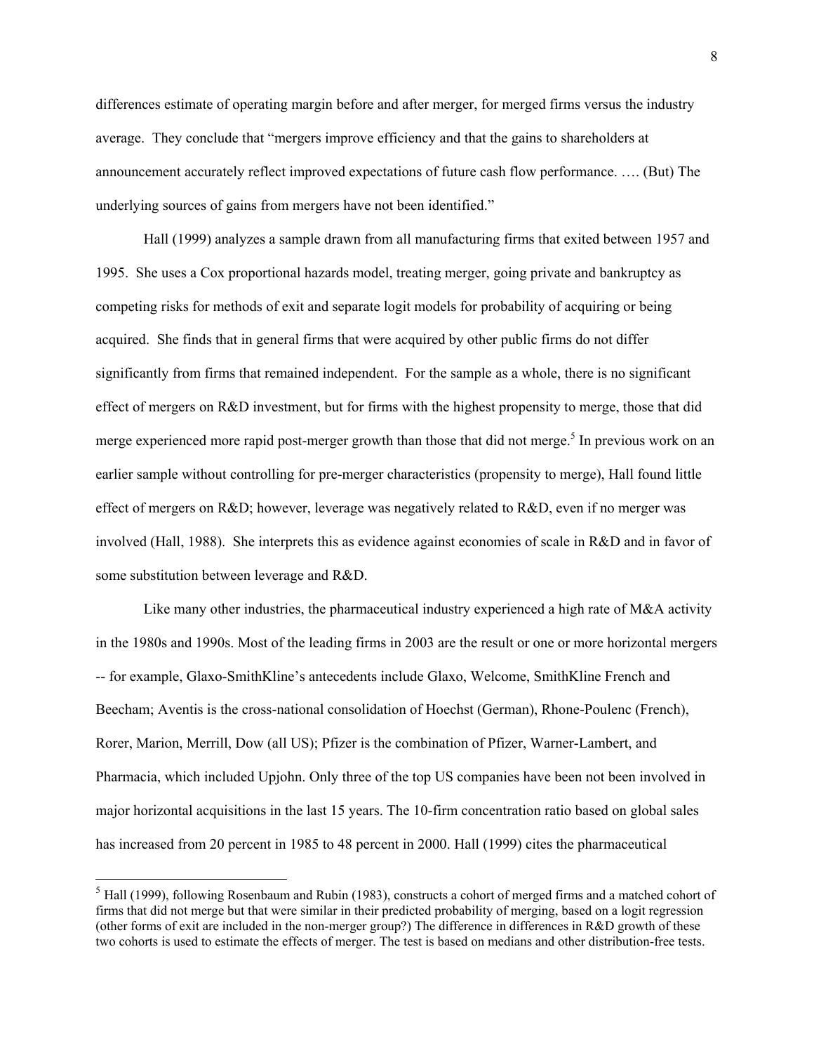differences estimate of operating margin before and after merger, for merged firms versus the industry average. They conclude that "mergers improve efficiency and that the gains to shareholders at announcement accurately reflect improved expectations of future cash flow performance. …. (But) The underlying sources of gains from mergers have not been identified."

Hall (1999) analyzes a sample drawn from all manufacturing firms that exited between 1957 and 1995. She uses a Cox proportional hazards model, treating merger, going private and bankruptcy as competing risks for methods of exit and separate logit models for probability of acquiring or being acquired. She finds that in general firms that were acquired by other public firms do not differ significantly from firms that remained independent. For the sample as a whole, there is no significant effect of mergers on R&D investment, but for firms with the highest propensity to merge, those that did merge experienced more rapid post-merger growth than those that did not merge.[5] In previous work on an earlier sample without controlling for pre-merger characteristics (propensity to merge), Hall found little effect of mergers on R&D; however, leverage was negatively related to R&D, even if no merger was involved (Hall, 1988). She interprets this as evidence against economies of scale in R&D and in favor of some substitution between leverage and R&D.

Like many other industries, the pharmaceutical industry experienced a high rate of M&A activity in the 1980s and 1990s. Most of the leading firms in 2003 are the result or one or more horizontal mergers -- for example, Glaxo-SmithKline's antecedents include Glaxo, Welcome, SmithKline French and Beecham; Aventis is the cross-national consolidation of Hoechst (German), Rhone-Poulenc (French), Rorer, Marion, Merrill, Dow (all US); Pfizer is the combination of Pfizer, Warner-Lambert, and Pharmacia, which included Upjohn. Only three of the top US companies have been not been involved in major horizontal acquisitions in the last 15 years. The 10-firm concentration ratio based on global sales has increased from 20 percent in 1985 to 48 percent in 2000. Hall (1999) cites the pharmaceutical

[5] Hall (1999), following Rosenbaum and Rubin (1983), constructs a cohort of merged firms and a matched cohort of firms that did not merge but that were similar in their predicted probability of merging, based on a logit regression (other forms of exit are included in the non-merger group?) The difference in differences in R&D growth of these two cohorts is used to estimate the effects of merger. The test is based on medians and other distribution-free tests.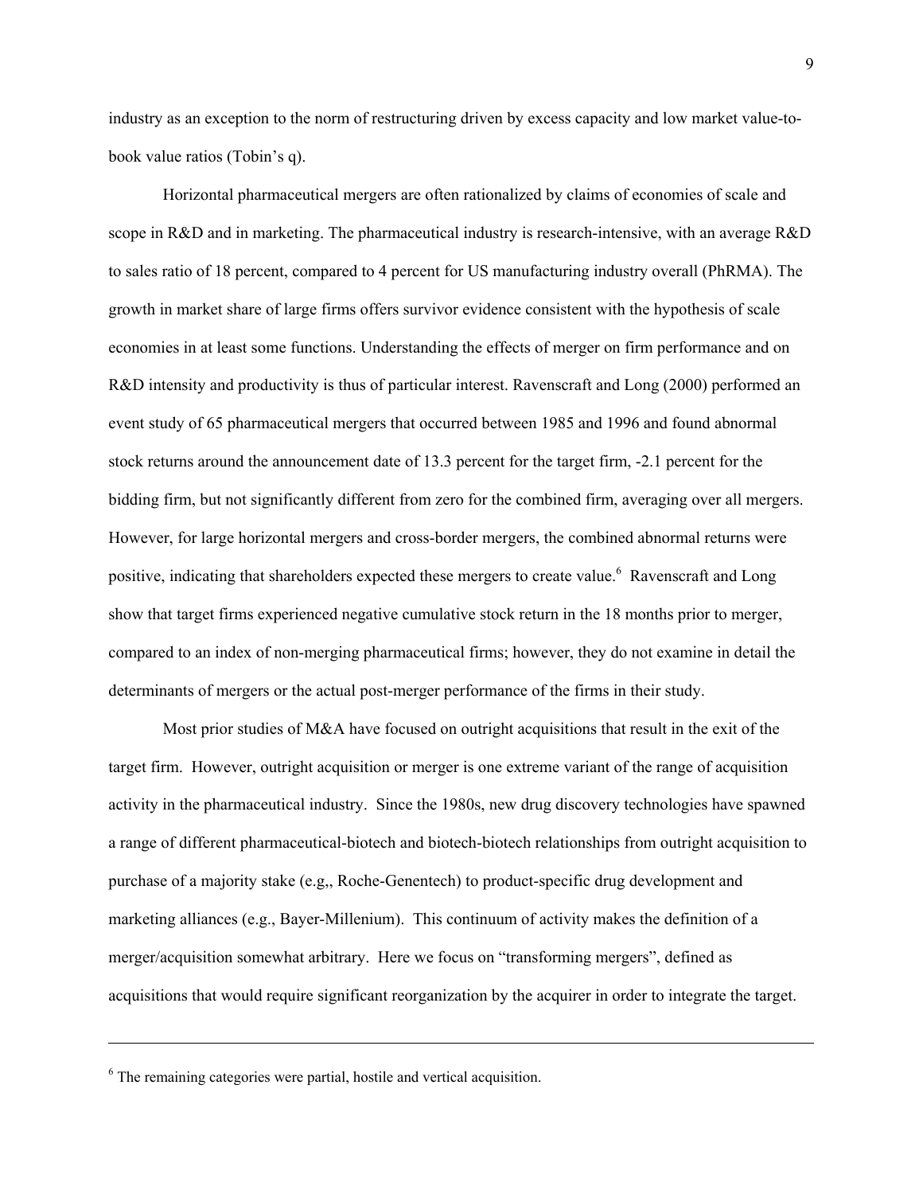industry as an exception to the norm of restructuring driven by excess capacity and low market value-to-book value ratios (Tobin's q).

Horizontal pharmaceutical mergers are often rationalized by claims of economies of scale and scope in R&D and in marketing. The pharmaceutical industry is research-intensive, with an average R&D to sales ratio of 18 percent, compared to 4 percent for US manufacturing industry overall (PhRMA). The growth in market share of large firms offers survivor evidence consistent with the hypothesis of scale economies in at least some functions. Understanding the effects of merger on firm performance and on R&D intensity and productivity is thus of particular interest. Ravenscraft and Long (2000) performed an event study of 65 pharmaceutical mergers that occurred between 1985 and 1996 and found abnormal stock returns around the announcement date of 13.3 percent for the target firm, -2.1 percent for the bidding firm, but not significantly different from zero for the combined firm, averaging over all mergers. However, for large horizontal mergers and cross-border mergers, the combined abnormal returns were positive, indicating that shareholders expected these mergers to create value.[6] Ravenscraft and Long show that target firms experienced negative cumulative stock return in the 18 months prior to merger, compared to an index of non-merging pharmaceutical firms; however, they do not examine in detail the determinants of mergers or the actual post-merger performance of the firms in their study.

Most prior studies of M&A have focused on outright acquisitions that result in the exit of the target firm. However, outright acquisition or merger is one extreme variant of the range of acquisition activity in the pharmaceutical industry. Since the 1980s, new drug discovery technologies have spawned a range of different pharmaceutical-biotech and biotech-biotech relationships from outright acquisition to purchase of a majority stake (e.g,, Roche-Genentech) to product-specific drug development and marketing alliances (e.g., Bayer-Millenium). This continuum of activity makes the definition of a merger/acquisition somewhat arbitrary. Here we focus on "transforming mergers", defined as acquisitions that would require significant reorganization by the acquirer in order to integrate the target.

[6] The remaining categories were partial, hostile and vertical acquisition.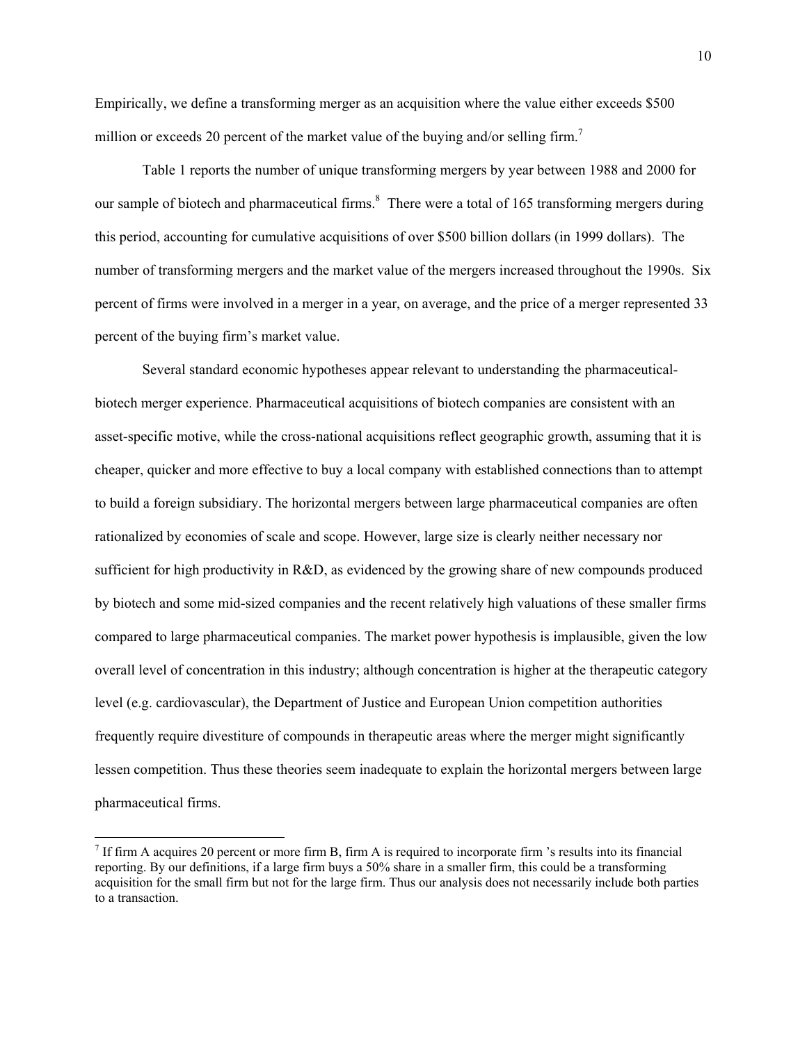Empirically, we define a transforming merger as an acquisition where the value either exceeds $500 million or exceeds 20 percent of the market value of the buying and/or selling firm.[7]

Table 1 reports the number of unique transforming mergers by year between 1988 and 2000 for our sample of biotech and pharmaceutical firms.[8] There were a total of 165 transforming mergers during this period, accounting for cumulative acquisitions of over $500 billion dollars (in 1999 dollars). The number of transforming mergers and the market value of the mergers increased throughout the 1990s. Six percent of firms were involved in a merger in a year, on average, and the price of a merger represented 33 percent of the buying firm's market value.

Several standard economic hypotheses appear relevant to understanding the pharmaceutical-biotech merger experience. Pharmaceutical acquisitions of biotech companies are consistent with an asset-specific motive, while the cross-national acquisitions reflect geographic growth, assuming that it is cheaper, quicker and more effective to buy a local company with established connections than to attempt to build a foreign subsidiary. The horizontal mergers between large pharmaceutical companies are often rationalized by economies of scale and scope. However, large size is clearly neither necessary nor sufficient for high productivity in R&D, as evidenced by the growing share of new compounds produced by biotech and some mid-sized companies and the recent relatively high valuations of these smaller firms compared to large pharmaceutical companies. The market power hypothesis is implausible, given the low overall level of concentration in this industry; although concentration is higher at the therapeutic category level (e.g. cardiovascular), the Department of Justice and European Union competition authorities frequently require divestiture of compounds in therapeutic areas where the merger might significantly lessen competition. Thus these theories seem inadequate to explain the horizontal mergers between large pharmaceutical firms.

[7] If firm A acquires 20 percent or more firm B, firm A is required to incorporate firm 's results into its financial reporting. By our definitions, if a large firm buys a 50% share in a smaller firm, this could be a transforming acquisition for the small firm but not for the large firm. Thus our analysis does not necessarily include both parties to a transaction.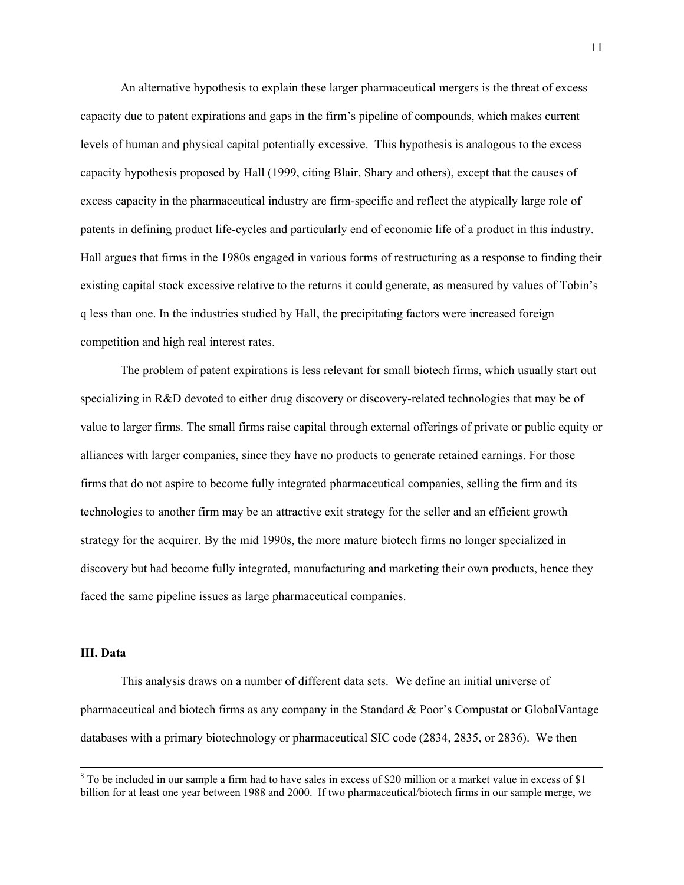An alternative hypothesis to explain these larger pharmaceutical mergers is the threat of excess capacity due to patent expirations and gaps in the firm's pipeline of compounds, which makes current levels of human and physical capital potentially excessive. This hypothesis is analogous to the excess capacity hypothesis proposed by Hall (1999, citing Blair, Shary and others), except that the causes of excess capacity in the pharmaceutical industry are firm-specific and reflect the atypically large role of patents in defining product life-cycles and particularly end of economic life of a product in this industry. Hall argues that firms in the 1980s engaged in various forms of restructuring as a response to finding their existing capital stock excessive relative to the returns it could generate, as measured by values of Tobin's q less than one. In the industries studied by Hall, the precipitating factors were increased foreign competition and high real interest rates.

The problem of patent expirations is less relevant for small biotech firms, which usually start out specializing in R&D devoted to either drug discovery or discovery-related technologies that may be of value to larger firms. The small firms raise capital through external offerings of private or public equity or alliances with larger companies, since they have no products to generate retained earnings. For those firms that do not aspire to become fully integrated pharmaceutical companies, selling the firm and its technologies to another firm may be an attractive exit strategy for the seller and an efficient growth strategy for the acquirer. By the mid 1990s, the more mature biotech firms no longer specialized in discovery but had become fully integrated, manufacturing and marketing their own products, hence they faced the same pipeline issues as large pharmaceutical companies.

## III. Data

This analysis draws on a number of different data sets. We define an initial universe of pharmaceutical and biotech firms as any company in the Standard & Poor's Compustat or GlobalVantage databases with a primary biotechnology or pharmaceutical SIC code (2834, 2835, or 2836). We then

---

[8] To be included in our sample a firm had to have sales in excess of $20 million or a market value in excess of $1 billion for at least one year between 1988 and 2000. If two pharmaceutical/biotech firms in our sample merge, we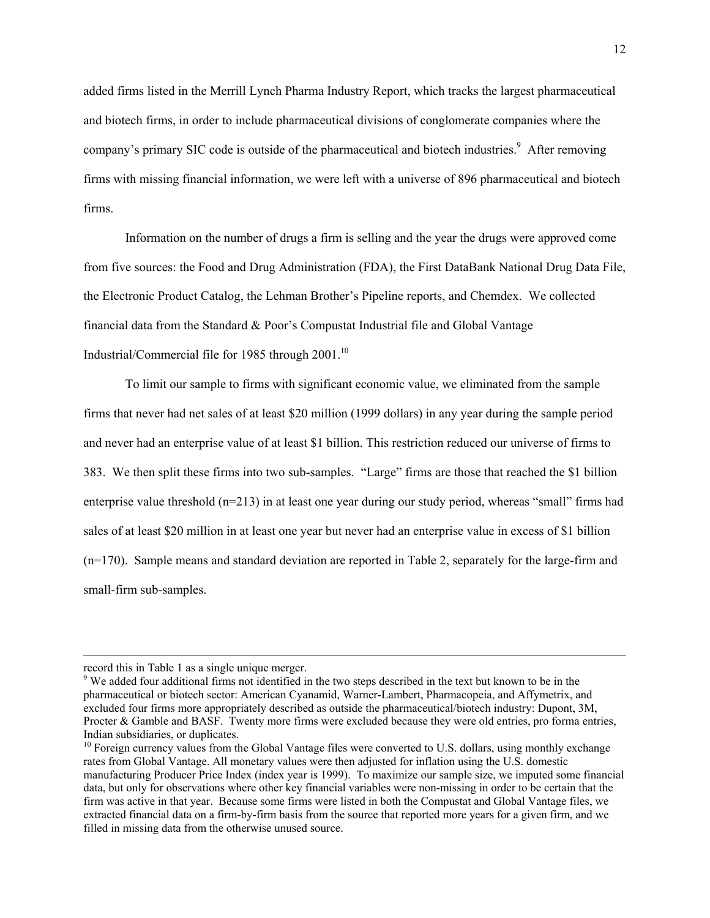added firms listed in the Merrill Lynch Pharma Industry Report, which tracks the largest pharmaceutical and biotech firms, in order to include pharmaceutical divisions of conglomerate companies where the company's primary SIC code is outside of the pharmaceutical and biotech industries.[9] After removing firms with missing financial information, we were left with a universe of 896 pharmaceutical and biotech firms.

Information on the number of drugs a firm is selling and the year the drugs were approved come from five sources: the Food and Drug Administration (FDA), the First DataBank National Drug Data File, the Electronic Product Catalog, the Lehman Brother's Pipeline reports, and Chemdex. We collected financial data from the Standard & Poor's Compustat Industrial file and Global Vantage Industrial/Commercial file for 1985 through 2001.[10]

To limit our sample to firms with significant economic value, we eliminated from the sample firms that never had net sales of at least $20 million (1999 dollars) in any year during the sample period and never had an enterprise value of at least $1 billion. This restriction reduced our universe of firms to 383. We then split these firms into two sub-samples. "Large" firms are those that reached the $1 billion enterprise value threshold (n=213) in at least one year during our study period, whereas "small" firms had sales of at least $20 million in at least one year but never had an enterprise value in excess of $1 billion (n=170). Sample means and standard deviation are reported in Table 2, separately for the large-firm and small-firm sub-samples.

---

record this in Table 1 as a single unique merger.

[9] We added four additional firms not identified in the two steps described in the text but known to be in the pharmaceutical or biotech sector: American Cyanamid, Warner-Lambert, Pharmacopeia, and Affymetrix, and excluded four firms more appropriately described as outside the pharmaceutical/biotech industry: Dupont, 3M, Procter & Gamble and BASF. Twenty more firms were excluded because they were old entries, pro forma entries, Indian subsidiaries, or duplicates.

[10] Foreign currency values from the Global Vantage files were converted to U.S. dollars, using monthly exchange rates from Global Vantage. All monetary values were then adjusted for inflation using the U.S. domestic manufacturing Producer Price Index (index year is 1999). To maximize our sample size, we imputed some financial data, but only for observations where other key financial variables were non-missing in order to be certain that the firm was active in that year. Because some firms were listed in both the Compustat and Global Vantage files, we extracted financial data on a firm-by-firm basis from the source that reported more years for a given firm, and we filled in missing data from the otherwise unused source.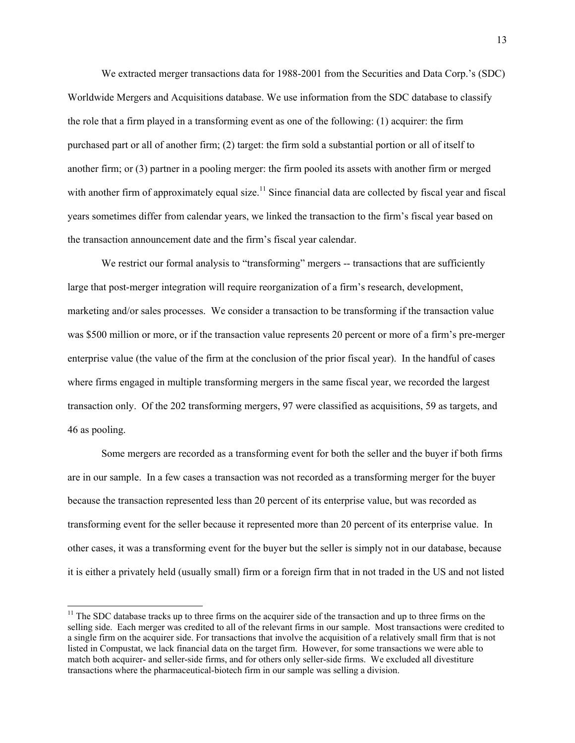We extracted merger transactions data for 1988-2001 from the Securities and Data Corp.'s (SDC) Worldwide Mergers and Acquisitions database. We use information from the SDC database to classify the role that a firm played in a transforming event as one of the following: (1) acquirer: the firm purchased part or all of another firm; (2) target: the firm sold a substantial portion or all of itself to another firm; or (3) partner in a pooling merger: the firm pooled its assets with another firm or merged with another firm of approximately equal size.[11] Since financial data are collected by fiscal year and fiscal years sometimes differ from calendar years, we linked the transaction to the firm's fiscal year based on the transaction announcement date and the firm's fiscal year calendar.

We restrict our formal analysis to "transforming" mergers -- transactions that are sufficiently large that post-merger integration will require reorganization of a firm's research, development, marketing and/or sales processes. We consider a transaction to be transforming if the transaction value was $500 million or more, or if the transaction value represents 20 percent or more of a firm's pre-merger enterprise value (the value of the firm at the conclusion of the prior fiscal year). In the handful of cases where firms engaged in multiple transforming mergers in the same fiscal year, we recorded the largest transaction only. Of the 202 transforming mergers, 97 were classified as acquisitions, 59 as targets, and 46 as pooling.

Some mergers are recorded as a transforming event for both the seller and the buyer if both firms are in our sample. In a few cases a transaction was not recorded as a transforming merger for the buyer because the transaction represented less than 20 percent of its enterprise value, but was recorded as transforming event for the seller because it represented more than 20 percent of its enterprise value. In other cases, it was a transforming event for the buyer but the seller is simply not in our database, because it is either a privately held (usually small) firm or a foreign firm that in not traded in the US and not listed

---

[11] The SDC database tracks up to three firms on the acquirer side of the transaction and up to three firms on the selling side. Each merger was credited to all of the relevant firms in our sample. Most transactions were credited to a single firm on the acquirer side. For transactions that involve the acquisition of a relatively small firm that is not listed in Compustat, we lack financial data on the target firm. However, for some transactions we were able to match both acquirer- and seller-side firms, and for others only seller-side firms. We excluded all divestiture transactions where the pharmaceutical-biotech firm in our sample was selling a division.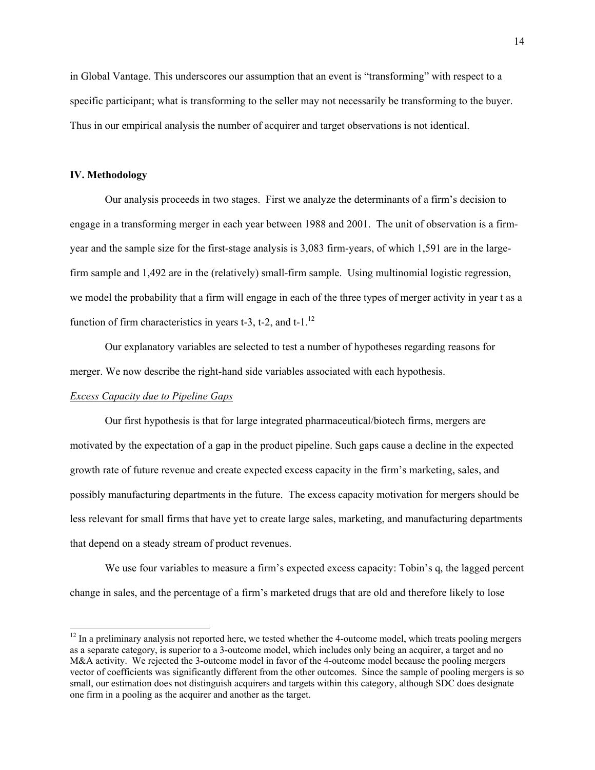in Global Vantage. This underscores our assumption that an event is "transforming" with respect to a specific participant; what is transforming to the seller may not necessarily be transforming to the buyer. Thus in our empirical analysis the number of acquirer and target observations is not identical.

## IV. Methodology

Our analysis proceeds in two stages. First we analyze the determinants of a firm's decision to engage in a transforming merger in each year between 1988 and 2001. The unit of observation is a firm-year and the sample size for the first-stage analysis is 3,083 firm-years, of which 1,591 are in the large-firm sample and 1,492 are in the (relatively) small-firm sample. Using multinomial logistic regression, we model the probability that a firm will engage in each of the three types of merger activity in year t as a function of firm characteristics in years t-3, t-2, and t-1.[12]

Our explanatory variables are selected to test a number of hypotheses regarding reasons for merger. We now describe the right-hand side variables associated with each hypothesis.

*Excess Capacity due to Pipeline Gaps*

Our first hypothesis is that for large integrated pharmaceutical/biotech firms, mergers are motivated by the expectation of a gap in the product pipeline. Such gaps cause a decline in the expected growth rate of future revenue and create expected excess capacity in the firm's marketing, sales, and possibly manufacturing departments in the future. The excess capacity motivation for mergers should be less relevant for small firms that have yet to create large sales, marketing, and manufacturing departments that depend on a steady stream of product revenues.

We use four variables to measure a firm's expected excess capacity: Tobin's q, the lagged percent change in sales, and the percentage of a firm's marketed drugs that are old and therefore likely to lose

---

[12] In a preliminary analysis not reported here, we tested whether the 4-outcome model, which treats pooling mergers as a separate category, is superior to a 3-outcome model, which includes only being an acquirer, a target and no M&A activity. We rejected the 3-outcome model in favor of the 4-outcome model because the pooling mergers vector of coefficients was significantly different from the other outcomes. Since the sample of pooling mergers is so small, our estimation does not distinguish acquirers and targets within this category, although SDC does designate one firm in a pooling as the acquirer and another as the target.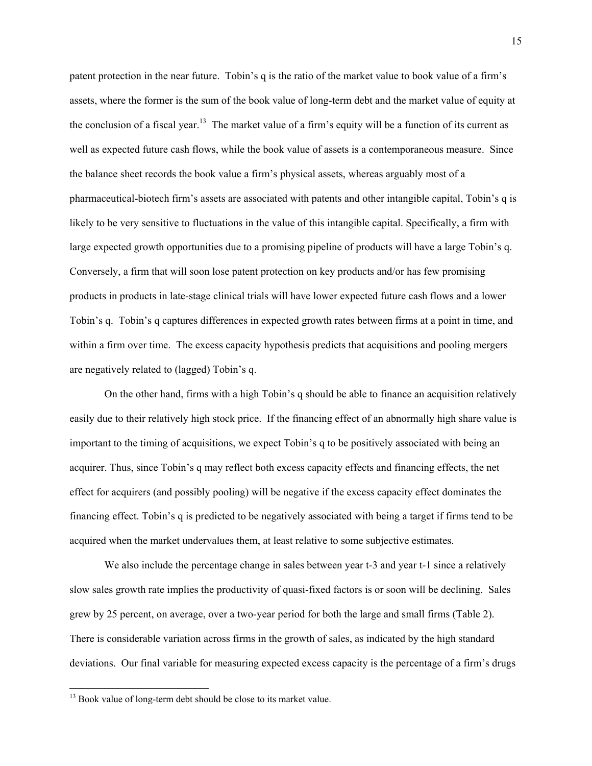patent protection in the near future. Tobin's q is the ratio of the market value to book value of a firm's assets, where the former is the sum of the book value of long-term debt and the market value of equity at the conclusion of a fiscal year.[13] The market value of a firm's equity will be a function of its current as well as expected future cash flows, while the book value of assets is a contemporaneous measure. Since the balance sheet records the book value a firm's physical assets, whereas arguably most of a pharmaceutical-biotech firm's assets are associated with patents and other intangible capital, Tobin's q is likely to be very sensitive to fluctuations in the value of this intangible capital. Specifically, a firm with large expected growth opportunities due to a promising pipeline of products will have a large Tobin's q. Conversely, a firm that will soon lose patent protection on key products and/or has few promising products in products in late-stage clinical trials will have lower expected future cash flows and a lower Tobin's q. Tobin's q captures differences in expected growth rates between firms at a point in time, and within a firm over time. The excess capacity hypothesis predicts that acquisitions and pooling mergers are negatively related to (lagged) Tobin's q.

On the other hand, firms with a high Tobin's q should be able to finance an acquisition relatively easily due to their relatively high stock price. If the financing effect of an abnormally high share value is important to the timing of acquisitions, we expect Tobin's q to be positively associated with being an acquirer. Thus, since Tobin's q may reflect both excess capacity effects and financing effects, the net effect for acquirers (and possibly pooling) will be negative if the excess capacity effect dominates the financing effect. Tobin's q is predicted to be negatively associated with being a target if firms tend to be acquired when the market undervalues them, at least relative to some subjective estimates.

We also include the percentage change in sales between year t-3 and year t-1 since a relatively slow sales growth rate implies the productivity of quasi-fixed factors is or soon will be declining. Sales grew by 25 percent, on average, over a two-year period for both the large and small firms (Table 2). There is considerable variation across firms in the growth of sales, as indicated by the high standard deviations. Our final variable for measuring expected excess capacity is the percentage of a firm's drugs

---

[13] Book value of long-term debt should be close to its market value.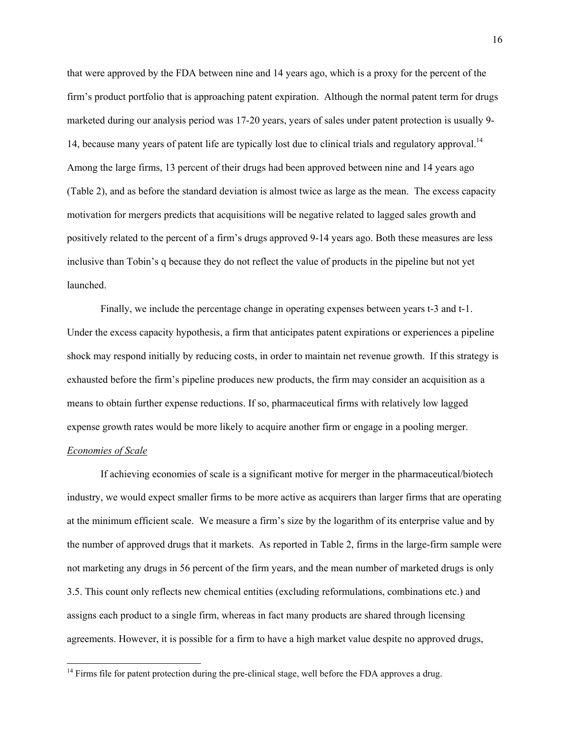that were approved by the FDA between nine and 14 years ago, which is a proxy for the percent of the firm's product portfolio that is approaching patent expiration. Although the normal patent term for drugs marketed during our analysis period was 17-20 years, years of sales under patent protection is usually 9-14, because many years of patent life are typically lost due to clinical trials and regulatory approval.[14] Among the large firms, 13 percent of their drugs had been approved between nine and 14 years ago (Table 2), and as before the standard deviation is almost twice as large as the mean. The excess capacity motivation for mergers predicts that acquisitions will be negative related to lagged sales growth and positively related to the percent of a firm's drugs approved 9-14 years ago. Both these measures are less inclusive than Tobin's q because they do not reflect the value of products in the pipeline but not yet launched.

Finally, we include the percentage change in operating expenses between years t-3 and t-1. Under the excess capacity hypothesis, a firm that anticipates patent expirations or experiences a pipeline shock may respond initially by reducing costs, in order to maintain net revenue growth. If this strategy is exhausted before the firm's pipeline produces new products, the firm may consider an acquisition as a means to obtain further expense reductions. If so, pharmaceutical firms with relatively low lagged expense growth rates would be more likely to acquire another firm or engage in a pooling merger.

*Economies of Scale*

If achieving economies of scale is a significant motive for merger in the pharmaceutical/biotech industry, we would expect smaller firms to be more active as acquirers than larger firms that are operating at the minimum efficient scale. We measure a firm's size by the logarithm of its enterprise value and by the number of approved drugs that it markets. As reported in Table 2, firms in the large-firm sample were not marketing any drugs in 56 percent of the firm years, and the mean number of marketed drugs is only 3.5. This count only reflects new chemical entities (excluding reformulations, combinations etc.) and assigns each product to a single firm, whereas in fact many products are shared through licensing agreements. However, it is possible for a firm to have a high market value despite no approved drugs,

[14] Firms file for patent protection during the pre-clinical stage, well before the FDA approves a drug.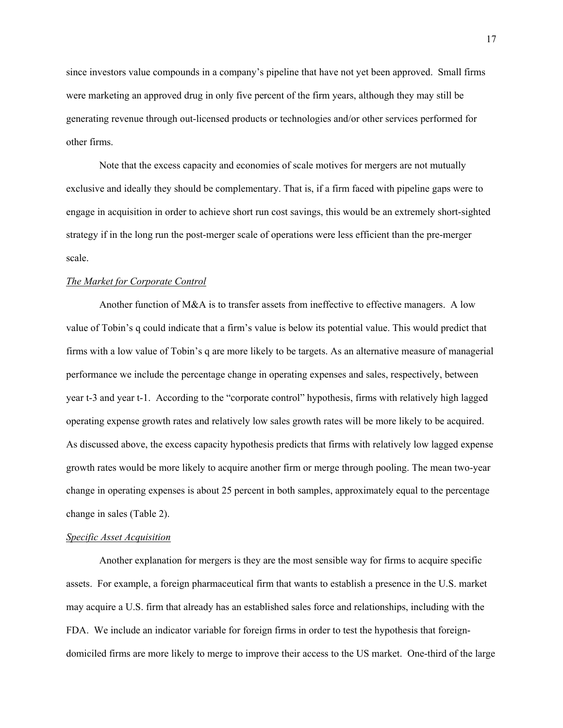since investors value compounds in a company's pipeline that have not yet been approved. Small firms were marketing an approved drug in only five percent of the firm years, although they may still be generating revenue through out-licensed products or technologies and/or other services performed for other firms.

Note that the excess capacity and economies of scale motives for mergers are not mutually exclusive and ideally they should be complementary. That is, if a firm faced with pipeline gaps were to engage in acquisition in order to achieve short run cost savings, this would be an extremely short-sighted strategy if in the long run the post-merger scale of operations were less efficient than the pre-merger scale.

*The Market for Corporate Control*

Another function of M&A is to transfer assets from ineffective to effective managers. A low value of Tobin's q could indicate that a firm's value is below its potential value. This would predict that firms with a low value of Tobin's q are more likely to be targets. As an alternative measure of managerial performance we include the percentage change in operating expenses and sales, respectively, between year t-3 and year t-1. According to the "corporate control" hypothesis, firms with relatively high lagged operating expense growth rates and relatively low sales growth rates will be more likely to be acquired. As discussed above, the excess capacity hypothesis predicts that firms with relatively low lagged expense growth rates would be more likely to acquire another firm or merge through pooling. The mean two-year change in operating expenses is about 25 percent in both samples, approximately equal to the percentage change in sales (Table 2).

*Specific Asset Acquisition*

Another explanation for mergers is they are the most sensible way for firms to acquire specific assets. For example, a foreign pharmaceutical firm that wants to establish a presence in the U.S. market may acquire a U.S. firm that already has an established sales force and relationships, including with the FDA. We include an indicator variable for foreign firms in order to test the hypothesis that foreign-domiciled firms are more likely to merge to improve their access to the US market. One-third of the large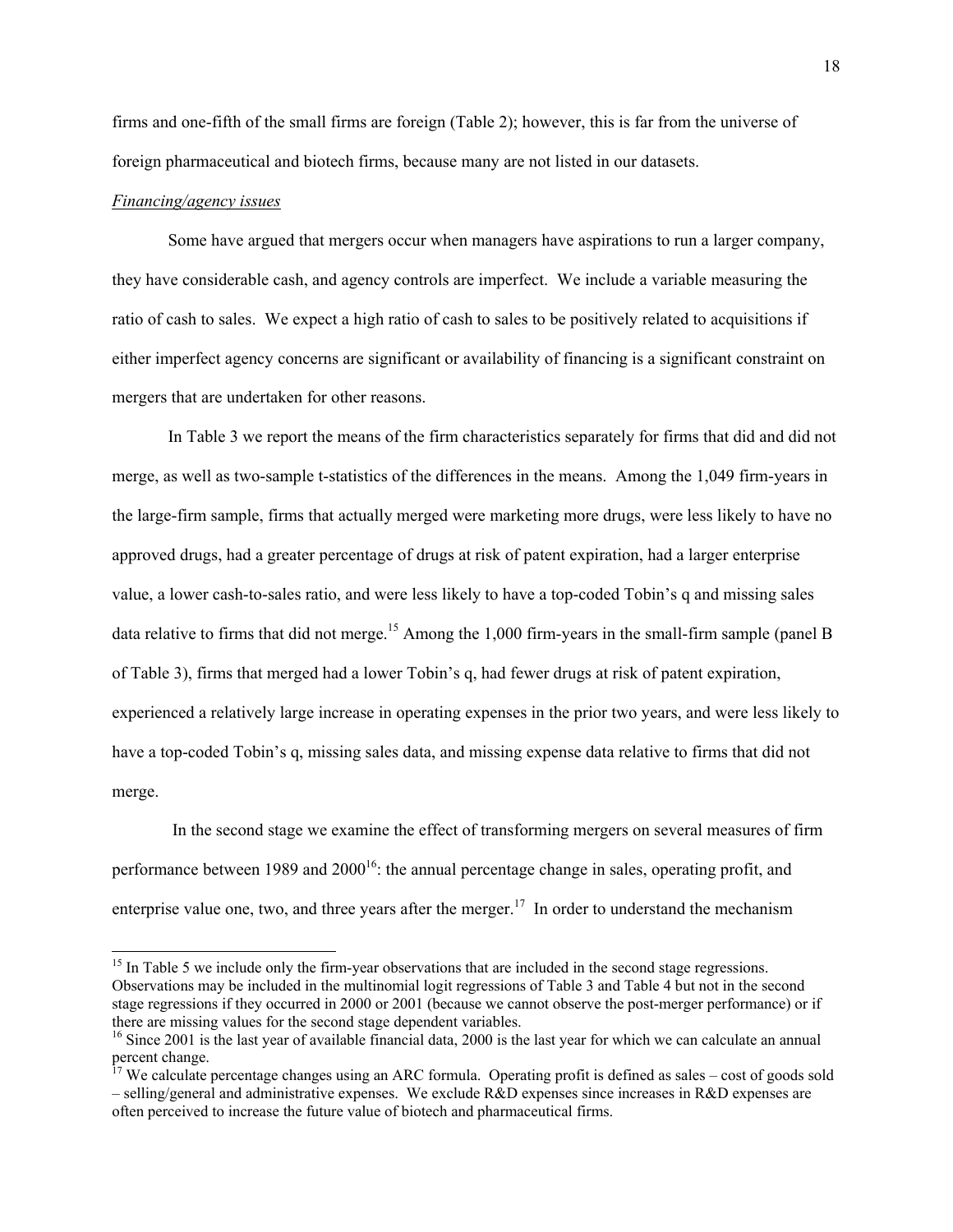firms and one-fifth of the small firms are foreign (Table 2); however, this is far from the universe of foreign pharmaceutical and biotech firms, because many are not listed in our datasets.

*Financing/agency issues*

Some have argued that mergers occur when managers have aspirations to run a larger company, they have considerable cash, and agency controls are imperfect. We include a variable measuring the ratio of cash to sales. We expect a high ratio of cash to sales to be positively related to acquisitions if either imperfect agency concerns are significant or availability of financing is a significant constraint on mergers that are undertaken for other reasons.

In Table 3 we report the means of the firm characteristics separately for firms that did and did not merge, as well as two-sample t-statistics of the differences in the means. Among the 1,049 firm-years in the large-firm sample, firms that actually merged were marketing more drugs, were less likely to have no approved drugs, had a greater percentage of drugs at risk of patent expiration, had a larger enterprise value, a lower cash-to-sales ratio, and were less likely to have a top-coded Tobin's q and missing sales data relative to firms that did not merge.[15] Among the 1,000 firm-years in the small-firm sample (panel B of Table 3), firms that merged had a lower Tobin's q, had fewer drugs at risk of patent expiration, experienced a relatively large increase in operating expenses in the prior two years, and were less likely to have a top-coded Tobin's q, missing sales data, and missing expense data relative to firms that did not merge.

In the second stage we examine the effect of transforming mergers on several measures of firm performance between 1989 and 2000[16]: the annual percentage change in sales, operating profit, and enterprise value one, two, and three years after the merger.[17] In order to understand the mechanism

---

[15] In Table 5 we include only the firm-year observations that are included in the second stage regressions. Observations may be included in the multinomial logit regressions of Table 3 and Table 4 but not in the second stage regressions if they occurred in 2000 or 2001 (because we cannot observe the post-merger performance) or if there are missing values for the second stage dependent variables.

[16] Since 2001 is the last year of available financial data, 2000 is the last year for which we can calculate an annual percent change.

[17] We calculate percentage changes using an ARC formula. Operating profit is defined as sales – cost of goods sold – selling/general and administrative expenses. We exclude R&D expenses since increases in R&D expenses are often perceived to increase the future value of biotech and pharmaceutical firms.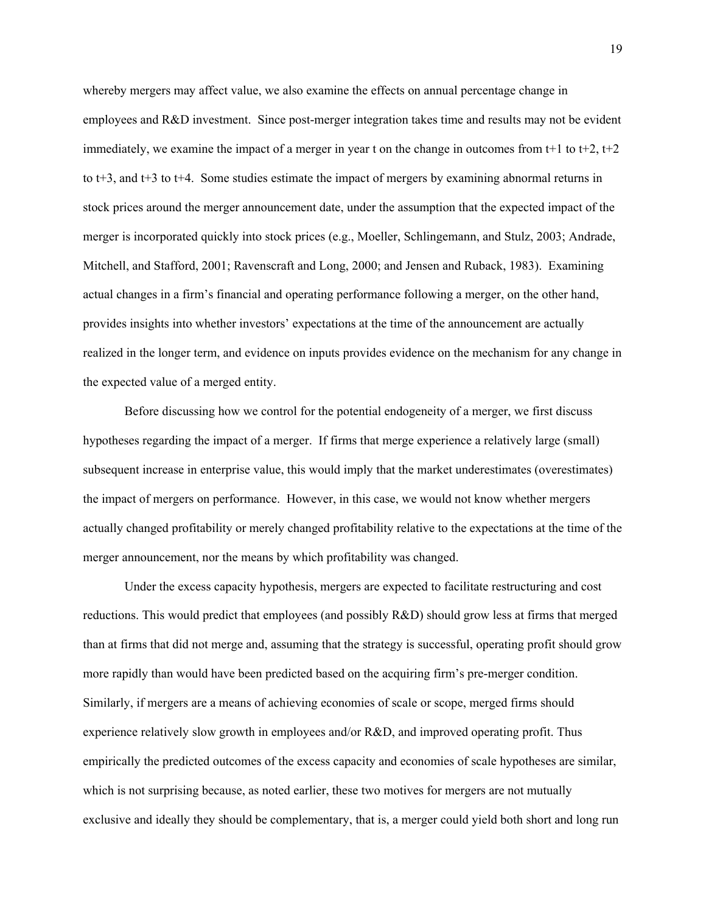whereby mergers may affect value, we also examine the effects on annual percentage change in employees and R&D investment. Since post-merger integration takes time and results may not be evident immediately, we examine the impact of a merger in year t on the change in outcomes from t+1 to t+2, t+2 to t+3, and t+3 to t+4. Some studies estimate the impact of mergers by examining abnormal returns in stock prices around the merger announcement date, under the assumption that the expected impact of the merger is incorporated quickly into stock prices (e.g., Moeller, Schlingemann, and Stulz, 2003; Andrade, Mitchell, and Stafford, 2001; Ravenscraft and Long, 2000; and Jensen and Ruback, 1983). Examining actual changes in a firm's financial and operating performance following a merger, on the other hand, provides insights into whether investors' expectations at the time of the announcement are actually realized in the longer term, and evidence on inputs provides evidence on the mechanism for any change in the expected value of a merged entity.

Before discussing how we control for the potential endogeneity of a merger, we first discuss hypotheses regarding the impact of a merger. If firms that merge experience a relatively large (small) subsequent increase in enterprise value, this would imply that the market underestimates (overestimates) the impact of mergers on performance. However, in this case, we would not know whether mergers actually changed profitability or merely changed profitability relative to the expectations at the time of the merger announcement, nor the means by which profitability was changed.

Under the excess capacity hypothesis, mergers are expected to facilitate restructuring and cost reductions. This would predict that employees (and possibly R&D) should grow less at firms that merged than at firms that did not merge and, assuming that the strategy is successful, operating profit should grow more rapidly than would have been predicted based on the acquiring firm's pre-merger condition. Similarly, if mergers are a means of achieving economies of scale or scope, merged firms should experience relatively slow growth in employees and/or R&D, and improved operating profit. Thus empirically the predicted outcomes of the excess capacity and economies of scale hypotheses are similar, which is not surprising because, as noted earlier, these two motives for mergers are not mutually exclusive and ideally they should be complementary, that is, a merger could yield both short and long run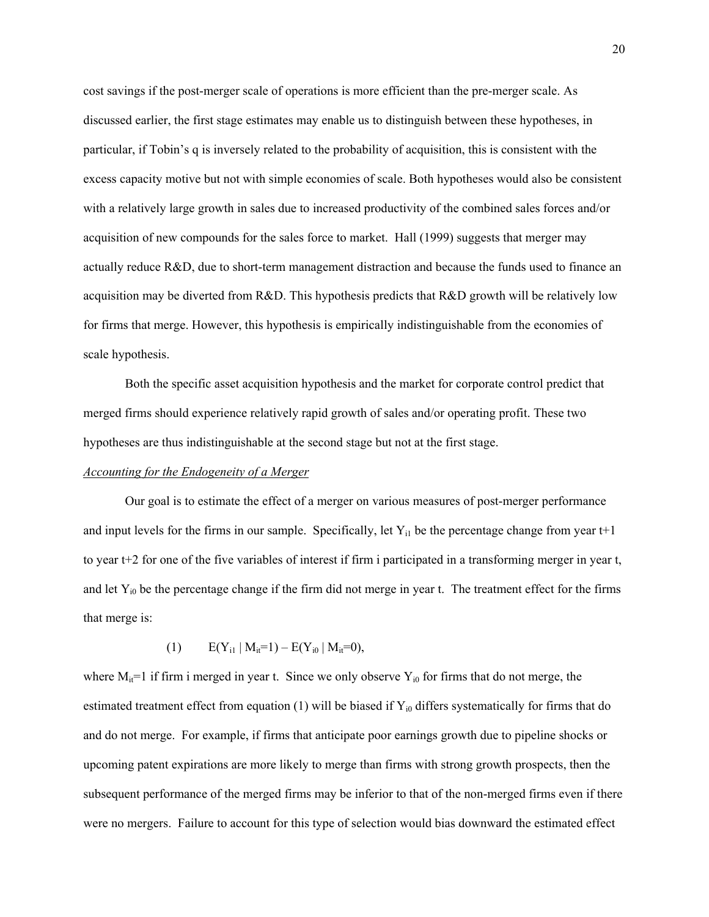cost savings if the post-merger scale of operations is more efficient than the pre-merger scale. As discussed earlier, the first stage estimates may enable us to distinguish between these hypotheses, in particular, if Tobin's q is inversely related to the probability of acquisition, this is consistent with the excess capacity motive but not with simple economies of scale. Both hypotheses would also be consistent with a relatively large growth in sales due to increased productivity of the combined sales forces and/or acquisition of new compounds for the sales force to market. Hall (1999) suggests that merger may actually reduce R&D, due to short-term management distraction and because the funds used to finance an acquisition may be diverted from R&D. This hypothesis predicts that R&D growth will be relatively low for firms that merge. However, this hypothesis is empirically indistinguishable from the economies of scale hypothesis.

Both the specific asset acquisition hypothesis and the market for corporate control predict that merged firms should experience relatively rapid growth of sales and/or operating profit. These two hypotheses are thus indistinguishable at the second stage but not at the first stage.

*Accounting for the Endogeneity of a Merger*

Our goal is to estimate the effect of a merger on various measures of post-merger performance and input levels for the firms in our sample. Specifically, let $Y_{i1}$ be the percentage change from year t+1 to year t+2 for one of the five variables of interest if firm i participated in a transforming merger in year t, and let $Y_{i0}$ be the percentage change if the firm did not merge in year t. The treatment effect for the firms that merge is:

$$(1) \qquad E(Y_{i1} \mid M_{it}=1) - E(Y_{i0} \mid M_{it}=0),$$

where $M_{it}=1$ if firm i merged in year t. Since we only observe $Y_{i0}$ for firms that do not merge, the estimated treatment effect from equation (1) will be biased if $Y_{i0}$ differs systematically for firms that do and do not merge. For example, if firms that anticipate poor earnings growth due to pipeline shocks or upcoming patent expirations are more likely to merge than firms with strong growth prospects, then the subsequent performance of the merged firms may be inferior to that of the non-merged firms even if there were no mergers. Failure to account for this type of selection would bias downward the estimated effect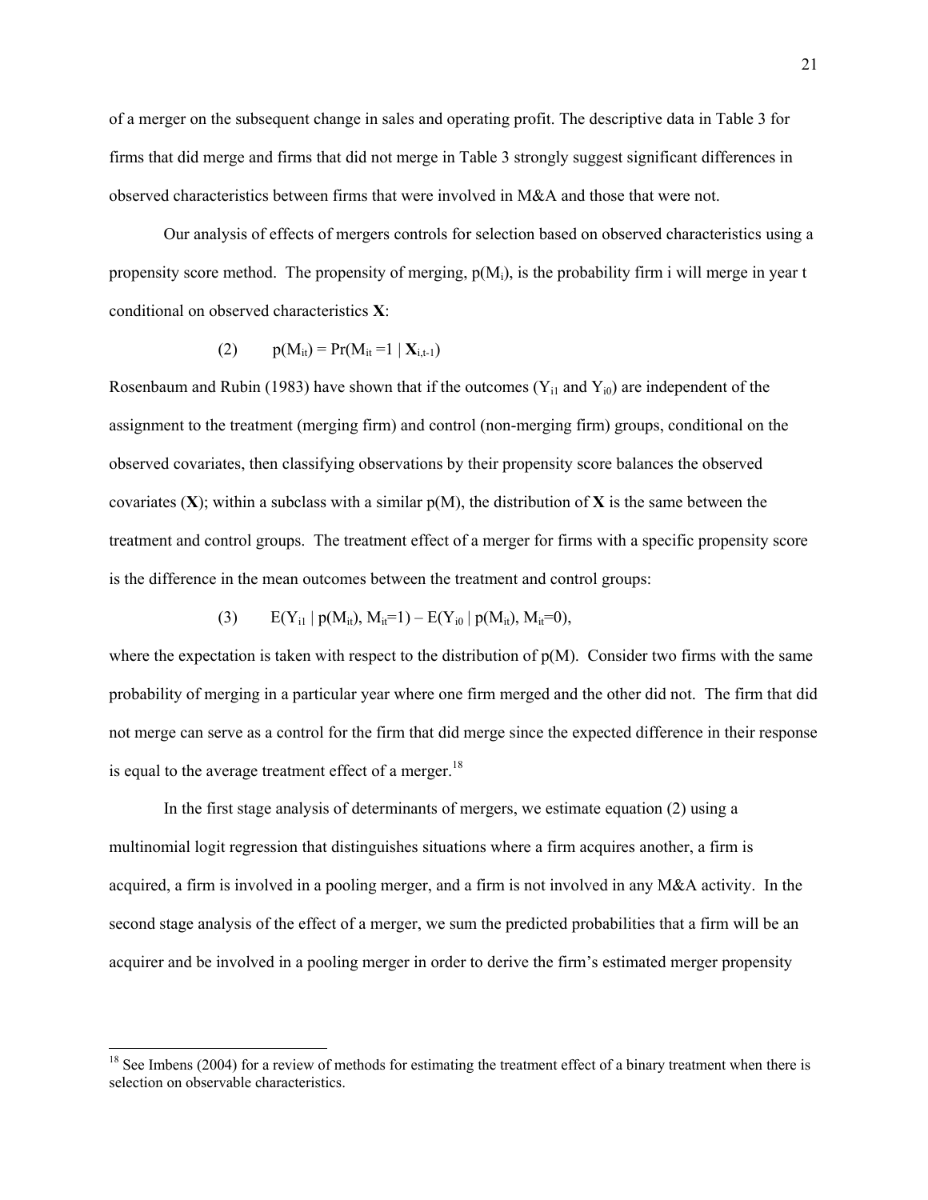of a merger on the subsequent change in sales and operating profit. The descriptive data in Table 3 for firms that did merge and firms that did not merge in Table 3 strongly suggest significant differences in observed characteristics between firms that were involved in M&A and those that were not.

Our analysis of effects of mergers controls for selection based on observed characteristics using a propensity score method. The propensity of merging, $p(M_i)$, is the probability firm i will merge in year t conditional on observed characteristics $\mathbf{X}$:

$$(2) \qquad p(M_{it}) = \Pr(M_{it} = 1 \mid \mathbf{X}_{i,t-1})$$

Rosenbaum and Rubin (1983) have shown that if the outcomes ($Y_{i1}$ and $Y_{i0}$) are independent of the assignment to the treatment (merging firm) and control (non-merging firm) groups, conditional on the observed covariates, then classifying observations by their propensity score balances the observed covariates ($\mathbf{X}$); within a subclass with a similar $p(M)$, the distribution of $\mathbf{X}$ is the same between the treatment and control groups. The treatment effect of a merger for firms with a specific propensity score is the difference in the mean outcomes between the treatment and control groups:

$$(3) \qquad E(Y_{i1} \mid p(M_{it}), M_{it}=1) - E(Y_{i0} \mid p(M_{it}), M_{it}=0),$$

where the expectation is taken with respect to the distribution of $p(M)$. Consider two firms with the same probability of merging in a particular year where one firm merged and the other did not. The firm that did not merge can serve as a control for the firm that did merge since the expected difference in their response is equal to the average treatment effect of a merger.[18]

In the first stage analysis of determinants of mergers, we estimate equation (2) using a multinomial logit regression that distinguishes situations where a firm acquires another, a firm is acquired, a firm is involved in a pooling merger, and a firm is not involved in any M&A activity. In the second stage analysis of the effect of a merger, we sum the predicted probabilities that a firm will be an acquirer and be involved in a pooling merger in order to derive the firm's estimated merger propensity

[18] See Imbens (2004) for a review of methods for estimating the treatment effect of a binary treatment when there is selection on observable characteristics.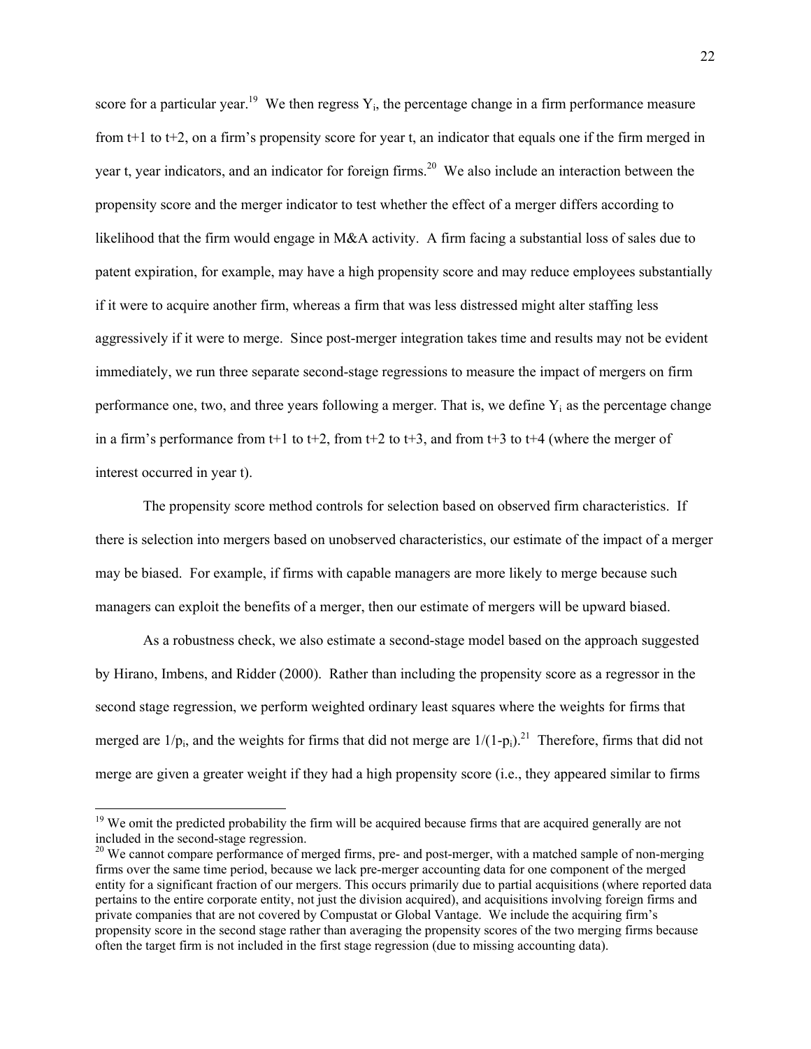score for a particular year.[19] We then regress $Y_i$, the percentage change in a firm performance measure from t+1 to t+2, on a firm's propensity score for year t, an indicator that equals one if the firm merged in year t, year indicators, and an indicator for foreign firms.[20] We also include an interaction between the propensity score and the merger indicator to test whether the effect of a merger differs according to likelihood that the firm would engage in M&A activity. A firm facing a substantial loss of sales due to patent expiration, for example, may have a high propensity score and may reduce employees substantially if it were to acquire another firm, whereas a firm that was less distressed might alter staffing less aggressively if it were to merge. Since post-merger integration takes time and results may not be evident immediately, we run three separate second-stage regressions to measure the impact of mergers on firm performance one, two, and three years following a merger. That is, we define $Y_i$ as the percentage change in a firm's performance from t+1 to t+2, from t+2 to t+3, and from t+3 to t+4 (where the merger of interest occurred in year t).

The propensity score method controls for selection based on observed firm characteristics. If there is selection into mergers based on unobserved characteristics, our estimate of the impact of a merger may be biased. For example, if firms with capable managers are more likely to merge because such managers can exploit the benefits of a merger, then our estimate of mergers will be upward biased.

As a robustness check, we also estimate a second-stage model based on the approach suggested by Hirano, Imbens, and Ridder (2000). Rather than including the propensity score as a regressor in the second stage regression, we perform weighted ordinary least squares where the weights for firms that merged are $1/p_i$, and the weights for firms that did not merge are $1/(1-p_i)$.[21] Therefore, firms that did not merge are given a greater weight if they had a high propensity score (i.e., they appeared similar to firms

---

[19] We omit the predicted probability the firm will be acquired because firms that are acquired generally are not included in the second-stage regression.

[20] We cannot compare performance of merged firms, pre- and post-merger, with a matched sample of non-merging firms over the same time period, because we lack pre-merger accounting data for one component of the merged entity for a significant fraction of our mergers. This occurs primarily due to partial acquisitions (where reported data pertains to the entire corporate entity, not just the division acquired), and acquisitions involving foreign firms and private companies that are not covered by Compustat or Global Vantage. We include the acquiring firm's propensity score in the second stage rather than averaging the propensity scores of the two merging firms because often the target firm is not included in the first stage regression (due to missing accounting data).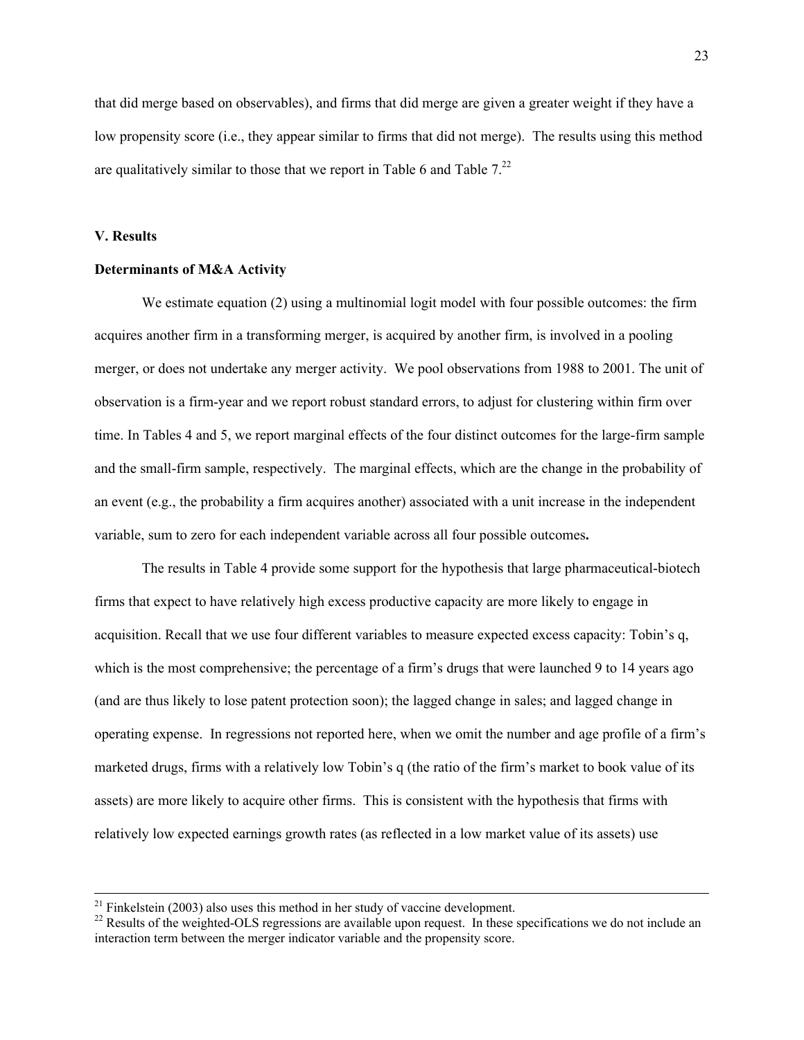that did merge based on observables), and firms that did merge are given a greater weight if they have a low propensity score (i.e., they appear similar to firms that did not merge). The results using this method are qualitatively similar to those that we report in Table 6 and Table 7.[22]

## V. Results

### Determinants of M&A Activity

We estimate equation (2) using a multinomial logit model with four possible outcomes: the firm acquires another firm in a transforming merger, is acquired by another firm, is involved in a pooling merger, or does not undertake any merger activity. We pool observations from 1988 to 2001. The unit of observation is a firm-year and we report robust standard errors, to adjust for clustering within firm over time. In Tables 4 and 5, we report marginal effects of the four distinct outcomes for the large-firm sample and the small-firm sample, respectively. The marginal effects, which are the change in the probability of an event (e.g., the probability a firm acquires another) associated with a unit increase in the independent variable, sum to zero for each independent variable across all four possible outcomes**.**

The results in Table 4 provide some support for the hypothesis that large pharmaceutical-biotech firms that expect to have relatively high excess productive capacity are more likely to engage in acquisition. Recall that we use four different variables to measure expected excess capacity: Tobin's q, which is the most comprehensive; the percentage of a firm's drugs that were launched 9 to 14 years ago (and are thus likely to lose patent protection soon); the lagged change in sales; and lagged change in operating expense. In regressions not reported here, when we omit the number and age profile of a firm's marketed drugs, firms with a relatively low Tobin's q (the ratio of the firm's market to book value of its assets) are more likely to acquire other firms. This is consistent with the hypothesis that firms with relatively low expected earnings growth rates (as reflected in a low market value of its assets) use

---

[21] Finkelstein (2003) also uses this method in her study of vaccine development.

[22] Results of the weighted-OLS regressions are available upon request. In these specifications we do not include an interaction term between the merger indicator variable and the propensity score.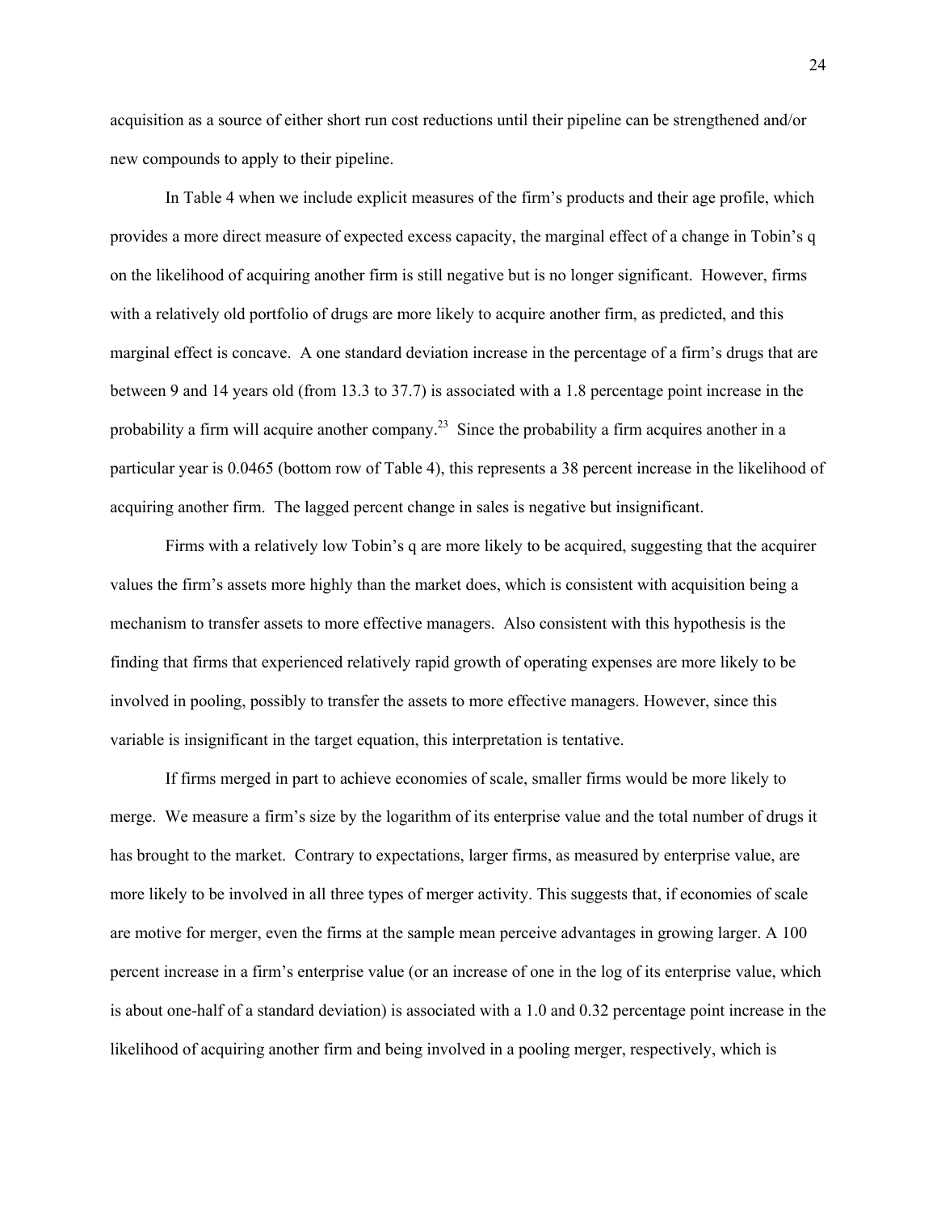acquisition as a source of either short run cost reductions until their pipeline can be strengthened and/or new compounds to apply to their pipeline.

In Table 4 when we include explicit measures of the firm's products and their age profile, which provides a more direct measure of expected excess capacity, the marginal effect of a change in Tobin's q on the likelihood of acquiring another firm is still negative but is no longer significant. However, firms with a relatively old portfolio of drugs are more likely to acquire another firm, as predicted, and this marginal effect is concave. A one standard deviation increase in the percentage of a firm's drugs that are between 9 and 14 years old (from 13.3 to 37.7) is associated with a 1.8 percentage point increase in the probability a firm will acquire another company.[23] Since the probability a firm acquires another in a particular year is 0.0465 (bottom row of Table 4), this represents a 38 percent increase in the likelihood of acquiring another firm. The lagged percent change in sales is negative but insignificant.

Firms with a relatively low Tobin's q are more likely to be acquired, suggesting that the acquirer values the firm's assets more highly than the market does, which is consistent with acquisition being a mechanism to transfer assets to more effective managers. Also consistent with this hypothesis is the finding that firms that experienced relatively rapid growth of operating expenses are more likely to be involved in pooling, possibly to transfer the assets to more effective managers. However, since this variable is insignificant in the target equation, this interpretation is tentative.

If firms merged in part to achieve economies of scale, smaller firms would be more likely to merge. We measure a firm's size by the logarithm of its enterprise value and the total number of drugs it has brought to the market. Contrary to expectations, larger firms, as measured by enterprise value, are more likely to be involved in all three types of merger activity. This suggests that, if economies of scale are motive for merger, even the firms at the sample mean perceive advantages in growing larger. A 100 percent increase in a firm's enterprise value (or an increase of one in the log of its enterprise value, which is about one-half of a standard deviation) is associated with a 1.0 and 0.32 percentage point increase in the likelihood of acquiring another firm and being involved in a pooling merger, respectively, which is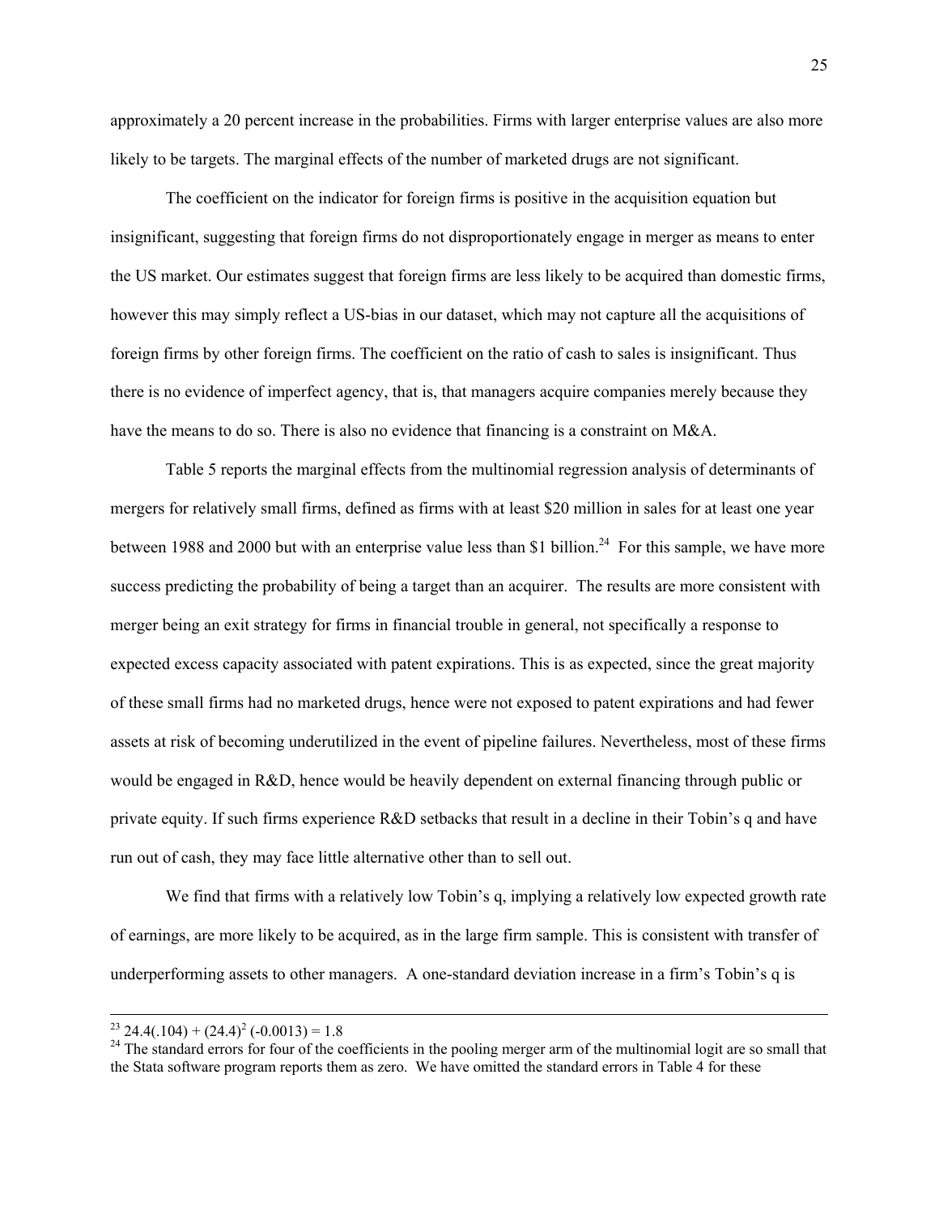approximately a 20 percent increase in the probabilities. Firms with larger enterprise values are also more likely to be targets. The marginal effects of the number of marketed drugs are not significant.

The coefficient on the indicator for foreign firms is positive in the acquisition equation but insignificant, suggesting that foreign firms do not disproportionately engage in merger as means to enter the US market. Our estimates suggest that foreign firms are less likely to be acquired than domestic firms, however this may simply reflect a US-bias in our dataset, which may not capture all the acquisitions of foreign firms by other foreign firms. The coefficient on the ratio of cash to sales is insignificant. Thus there is no evidence of imperfect agency, that is, that managers acquire companies merely because they have the means to do so. There is also no evidence that financing is a constraint on M&A.

Table 5 reports the marginal effects from the multinomial regression analysis of determinants of mergers for relatively small firms, defined as firms with at least $20 million in sales for at least one year between 1988 and 2000 but with an enterprise value less than $1 billion.[24] For this sample, we have more success predicting the probability of being a target than an acquirer. The results are more consistent with merger being an exit strategy for firms in financial trouble in general, not specifically a response to expected excess capacity associated with patent expirations. This is as expected, since the great majority of these small firms had no marketed drugs, hence were not exposed to patent expirations and had fewer assets at risk of becoming underutilized in the event of pipeline failures. Nevertheless, most of these firms would be engaged in R&D, hence would be heavily dependent on external financing through public or private equity. If such firms experience R&D setbacks that result in a decline in their Tobin's q and have run out of cash, they may face little alternative other than to sell out.

We find that firms with a relatively low Tobin's q, implying a relatively low expected growth rate of earnings, are more likely to be acquired, as in the large firm sample. This is consistent with transfer of underperforming assets to other managers. A one-standard deviation increase in a firm's Tobin's q is

---

[23] $24.4(.104) + (24.4)^2(-0.0013) = 1.8$

[24] The standard errors for four of the coefficients in the pooling merger arm of the multinomial logit are so small that the Stata software program reports them as zero. We have omitted the standard errors in Table 4 for these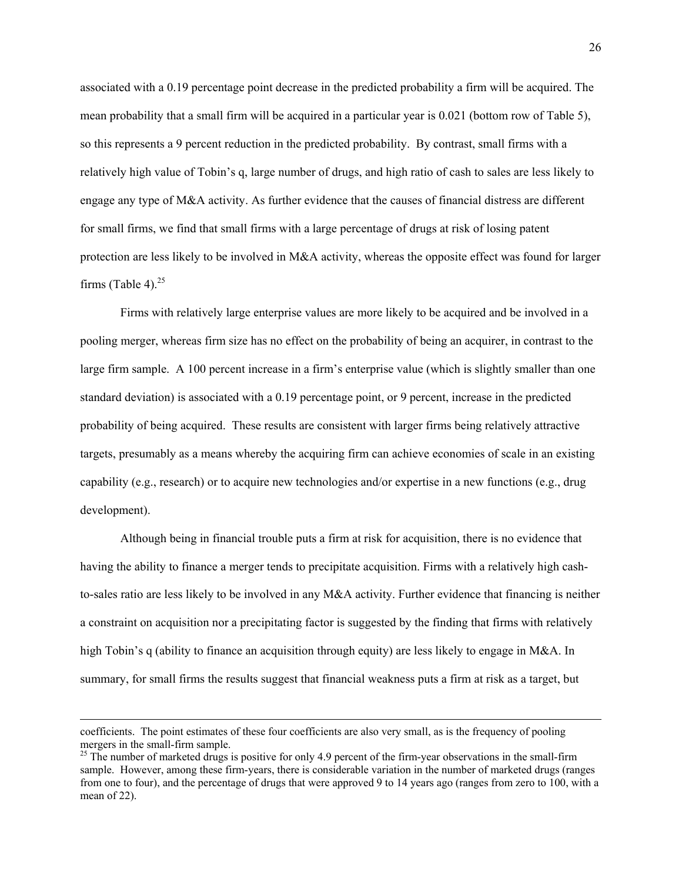associated with a 0.19 percentage point decrease in the predicted probability a firm will be acquired. The mean probability that a small firm will be acquired in a particular year is 0.021 (bottom row of Table 5), so this represents a 9 percent reduction in the predicted probability. By contrast, small firms with a relatively high value of Tobin's q, large number of drugs, and high ratio of cash to sales are less likely to engage any type of M&A activity. As further evidence that the causes of financial distress are different for small firms, we find that small firms with a large percentage of drugs at risk of losing patent protection are less likely to be involved in M&A activity, whereas the opposite effect was found for larger firms (Table 4).[25]

Firms with relatively large enterprise values are more likely to be acquired and be involved in a pooling merger, whereas firm size has no effect on the probability of being an acquirer, in contrast to the large firm sample. A 100 percent increase in a firm's enterprise value (which is slightly smaller than one standard deviation) is associated with a 0.19 percentage point, or 9 percent, increase in the predicted probability of being acquired. These results are consistent with larger firms being relatively attractive targets, presumably as a means whereby the acquiring firm can achieve economies of scale in an existing capability (e.g., research) or to acquire new technologies and/or expertise in a new functions (e.g., drug development).

Although being in financial trouble puts a firm at risk for acquisition, there is no evidence that having the ability to finance a merger tends to precipitate acquisition. Firms with a relatively high cash-to-sales ratio are less likely to be involved in any M&A activity. Further evidence that financing is neither a constraint on acquisition nor a precipitating factor is suggested by the finding that firms with relatively high Tobin's q (ability to finance an acquisition through equity) are less likely to engage in M&A. In summary, for small firms the results suggest that financial weakness puts a firm at risk as a target, but

---

coefficients. The point estimates of these four coefficients are also very small, as is the frequency of pooling mergers in the small-firm sample.

[25] The number of marketed drugs is positive for only 4.9 percent of the firm-year observations in the small-firm sample. However, among these firm-years, there is considerable variation in the number of marketed drugs (ranges from one to four), and the percentage of drugs that were approved 9 to 14 years ago (ranges from zero to 100, with a mean of 22).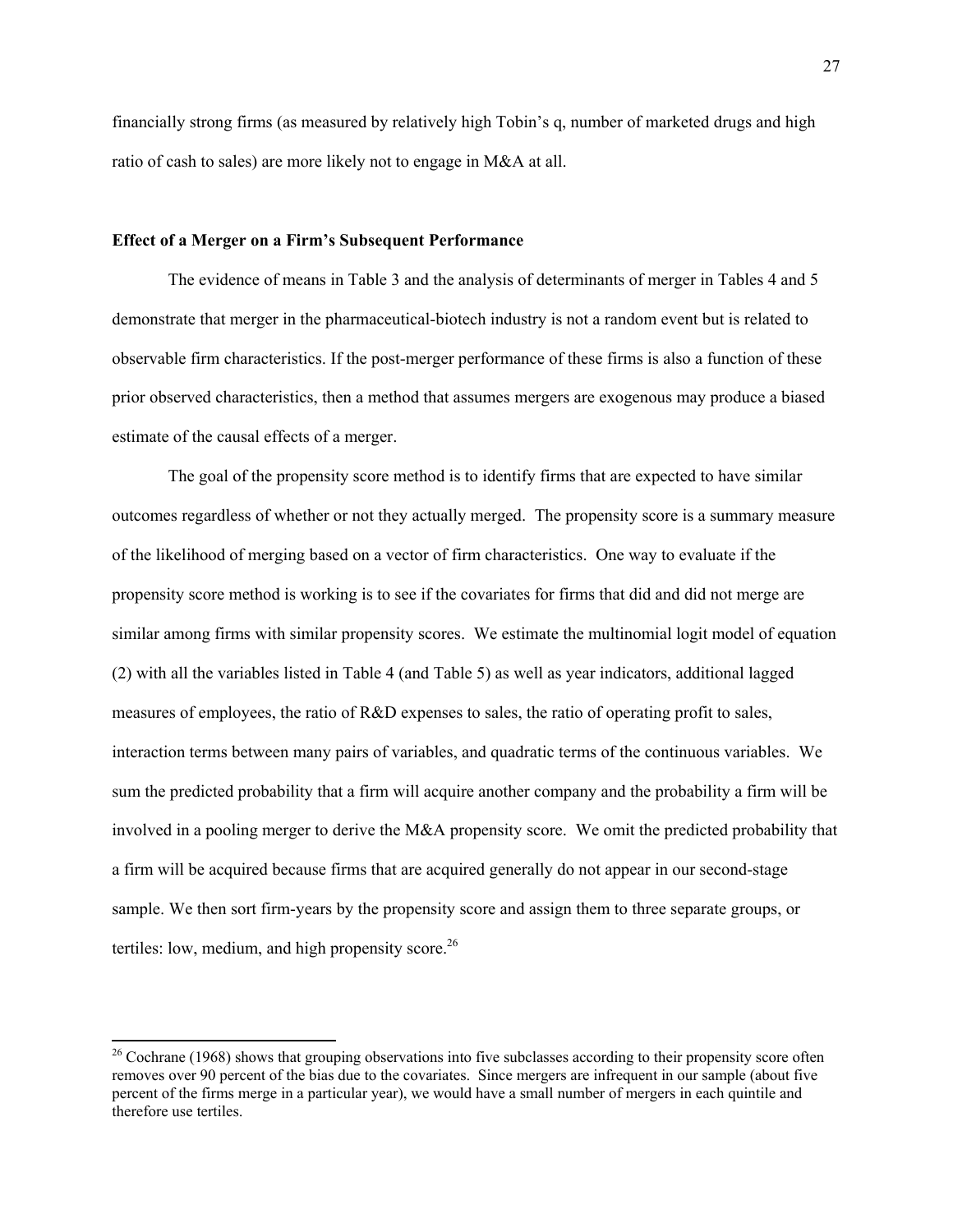financially strong firms (as measured by relatively high Tobin's q, number of marketed drugs and high ratio of cash to sales) are more likely not to engage in M&A at all.

**Effect of a Merger on a Firm's Subsequent Performance**

The evidence of means in Table 3 and the analysis of determinants of merger in Tables 4 and 5 demonstrate that merger in the pharmaceutical-biotech industry is not a random event but is related to observable firm characteristics. If the post-merger performance of these firms is also a function of these prior observed characteristics, then a method that assumes mergers are exogenous may produce a biased estimate of the causal effects of a merger.

The goal of the propensity score method is to identify firms that are expected to have similar outcomes regardless of whether or not they actually merged. The propensity score is a summary measure of the likelihood of merging based on a vector of firm characteristics. One way to evaluate if the propensity score method is working is to see if the covariates for firms that did and did not merge are similar among firms with similar propensity scores. We estimate the multinomial logit model of equation (2) with all the variables listed in Table 4 (and Table 5) as well as year indicators, additional lagged measures of employees, the ratio of R&D expenses to sales, the ratio of operating profit to sales, interaction terms between many pairs of variables, and quadratic terms of the continuous variables. We sum the predicted probability that a firm will acquire another company and the probability a firm will be involved in a pooling merger to derive the M&A propensity score. We omit the predicted probability that a firm will be acquired because firms that are acquired generally do not appear in our second-stage sample. We then sort firm-years by the propensity score and assign them to three separate groups, or tertiles: low, medium, and high propensity score.[26]

---

[26] Cochrane (1968) shows that grouping observations into five subclasses according to their propensity score often removes over 90 percent of the bias due to the covariates. Since mergers are infrequent in our sample (about five percent of the firms merge in a particular year), we would have a small number of mergers in each quintile and therefore use tertiles.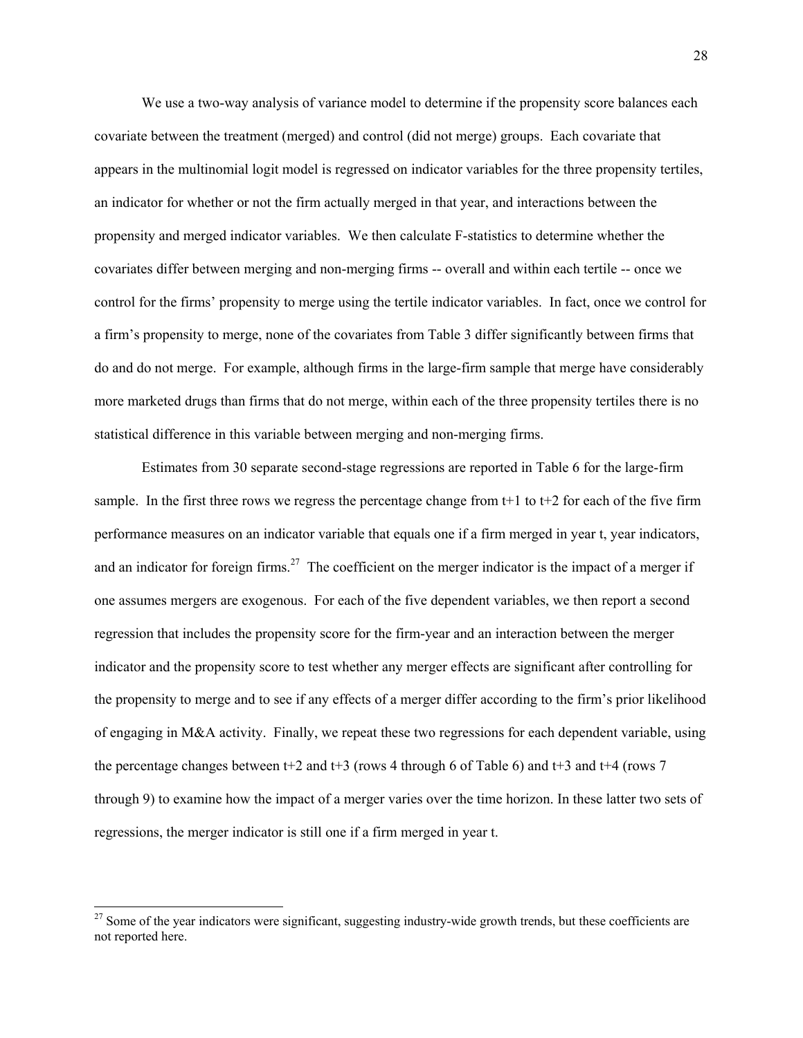We use a two-way analysis of variance model to determine if the propensity score balances each covariate between the treatment (merged) and control (did not merge) groups. Each covariate that appears in the multinomial logit model is regressed on indicator variables for the three propensity tertiles, an indicator for whether or not the firm actually merged in that year, and interactions between the propensity and merged indicator variables. We then calculate F-statistics to determine whether the covariates differ between merging and non-merging firms -- overall and within each tertile -- once we control for the firms' propensity to merge using the tertile indicator variables. In fact, once we control for a firm's propensity to merge, none of the covariates from Table 3 differ significantly between firms that do and do not merge. For example, although firms in the large-firm sample that merge have considerably more marketed drugs than firms that do not merge, within each of the three propensity tertiles there is no statistical difference in this variable between merging and non-merging firms.

Estimates from 30 separate second-stage regressions are reported in Table 6 for the large-firm sample. In the first three rows we regress the percentage change from t+1 to t+2 for each of the five firm performance measures on an indicator variable that equals one if a firm merged in year t, year indicators, and an indicator for foreign firms.[27] The coefficient on the merger indicator is the impact of a merger if one assumes mergers are exogenous. For each of the five dependent variables, we then report a second regression that includes the propensity score for the firm-year and an interaction between the merger indicator and the propensity score to test whether any merger effects are significant after controlling for the propensity to merge and to see if any effects of a merger differ according to the firm's prior likelihood of engaging in M&A activity. Finally, we repeat these two regressions for each dependent variable, using the percentage changes between t+2 and t+3 (rows 4 through 6 of Table 6) and t+3 and t+4 (rows 7 through 9) to examine how the impact of a merger varies over the time horizon. In these latter two sets of regressions, the merger indicator is still one if a firm merged in year t.

---

[27] Some of the year indicators were significant, suggesting industry-wide growth trends, but these coefficients are not reported here.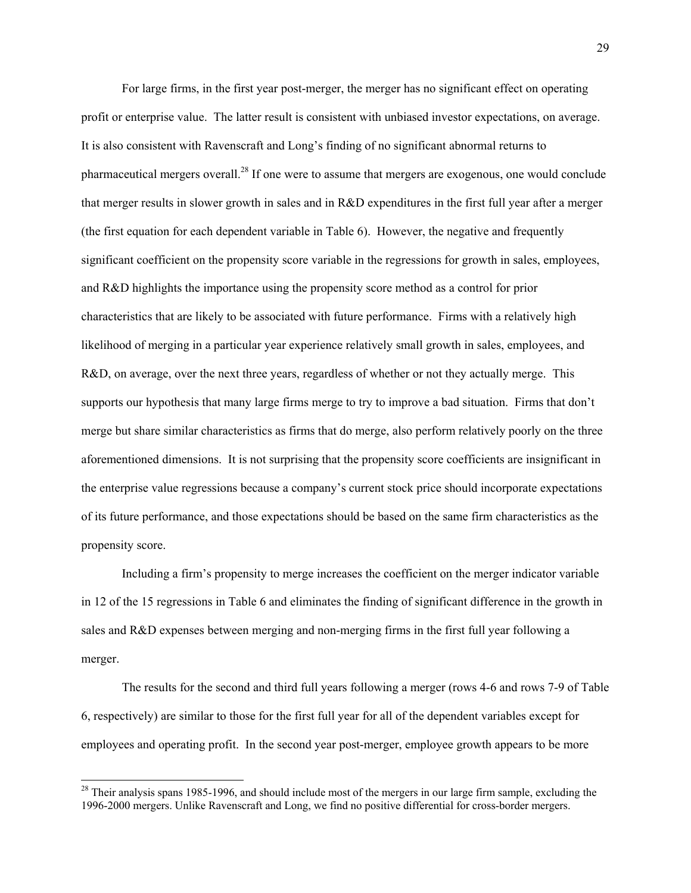For large firms, in the first year post-merger, the merger has no significant effect on operating profit or enterprise value. The latter result is consistent with unbiased investor expectations, on average. It is also consistent with Ravenscraft and Long's finding of no significant abnormal returns to pharmaceutical mergers overall.[28] If one were to assume that mergers are exogenous, one would conclude that merger results in slower growth in sales and in R&D expenditures in the first full year after a merger (the first equation for each dependent variable in Table 6). However, the negative and frequently significant coefficient on the propensity score variable in the regressions for growth in sales, employees, and R&D highlights the importance using the propensity score method as a control for prior characteristics that are likely to be associated with future performance. Firms with a relatively high likelihood of merging in a particular year experience relatively small growth in sales, employees, and R&D, on average, over the next three years, regardless of whether or not they actually merge. This supports our hypothesis that many large firms merge to try to improve a bad situation. Firms that don't merge but share similar characteristics as firms that do merge, also perform relatively poorly on the three aforementioned dimensions. It is not surprising that the propensity score coefficients are insignificant in the enterprise value regressions because a company's current stock price should incorporate expectations of its future performance, and those expectations should be based on the same firm characteristics as the propensity score.

Including a firm's propensity to merge increases the coefficient on the merger indicator variable in 12 of the 15 regressions in Table 6 and eliminates the finding of significant difference in the growth in sales and R&D expenses between merging and non-merging firms in the first full year following a merger.

The results for the second and third full years following a merger (rows 4-6 and rows 7-9 of Table 6, respectively) are similar to those for the first full year for all of the dependent variables except for employees and operating profit. In the second year post-merger, employee growth appears to be more

---

[28] Their analysis spans 1985-1996, and should include most of the mergers in our large firm sample, excluding the 1996-2000 mergers. Unlike Ravenscraft and Long, we find no positive differential for cross-border mergers.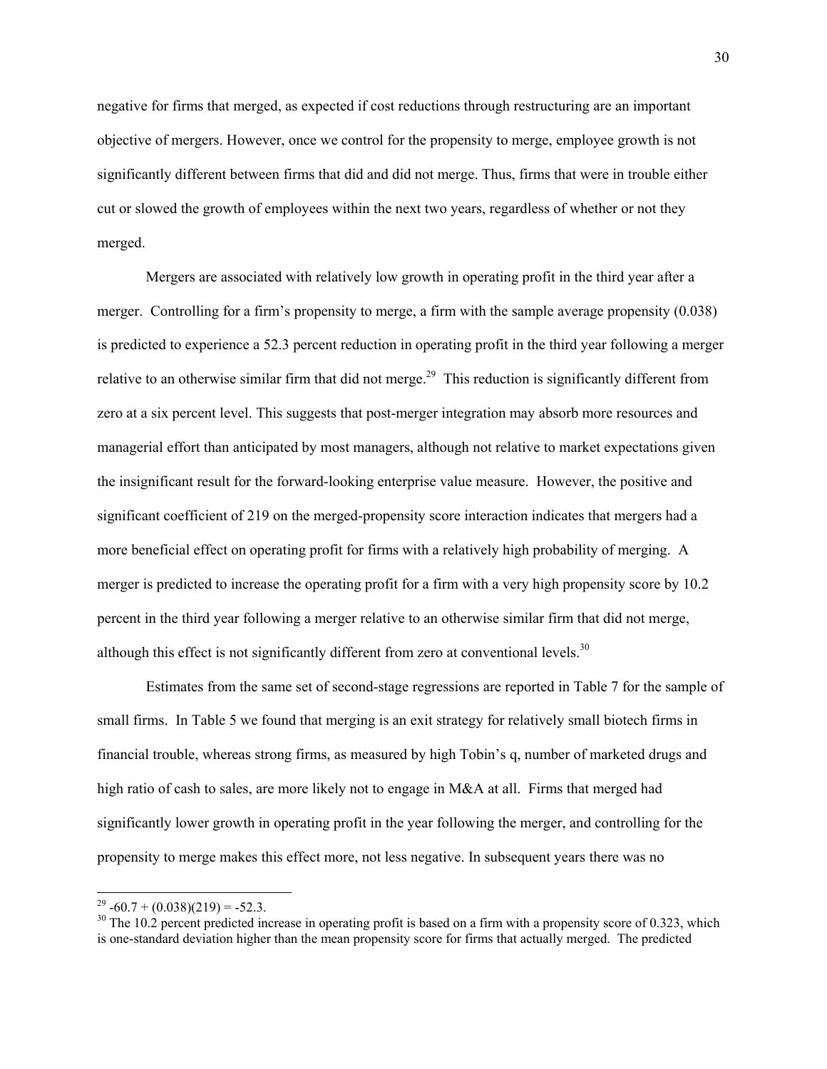negative for firms that merged, as expected if cost reductions through restructuring are an important objective of mergers. However, once we control for the propensity to merge, employee growth is not significantly different between firms that did and did not merge. Thus, firms that were in trouble either cut or slowed the growth of employees within the next two years, regardless of whether or not they merged.

Mergers are associated with relatively low growth in operating profit in the third year after a merger. Controlling for a firm's propensity to merge, a firm with the sample average propensity (0.038) is predicted to experience a 52.3 percent reduction in operating profit in the third year following a merger relative to an otherwise similar firm that did not merge.[29] This reduction is significantly different from zero at a six percent level. This suggests that post-merger integration may absorb more resources and managerial effort than anticipated by most managers, although not relative to market expectations given the insignificant result for the forward-looking enterprise value measure. However, the positive and significant coefficient of 219 on the merged-propensity score interaction indicates that mergers had a more beneficial effect on operating profit for firms with a relatively high probability of merging. A merger is predicted to increase the operating profit for a firm with a very high propensity score by 10.2 percent in the third year following a merger relative to an otherwise similar firm that did not merge, although this effect is not significantly different from zero at conventional levels.[30]

Estimates from the same set of second-stage regressions are reported in Table 7 for the sample of small firms. In Table 5 we found that merging is an exit strategy for relatively small biotech firms in financial trouble, whereas strong firms, as measured by high Tobin's q, number of marketed drugs and high ratio of cash to sales, are more likely not to engage in M&A at all. Firms that merged had significantly lower growth in operating profit in the year following the merger, and controlling for the propensity to merge makes this effect more, not less negative. In subsequent years there was no

[29] $-60.7 + (0.038)(219) = -52.3$.

[30] The 10.2 percent predicted increase in operating profit is based on a firm with a propensity score of 0.323, which is one-standard deviation higher than the mean propensity score for firms that actually merged. The predicted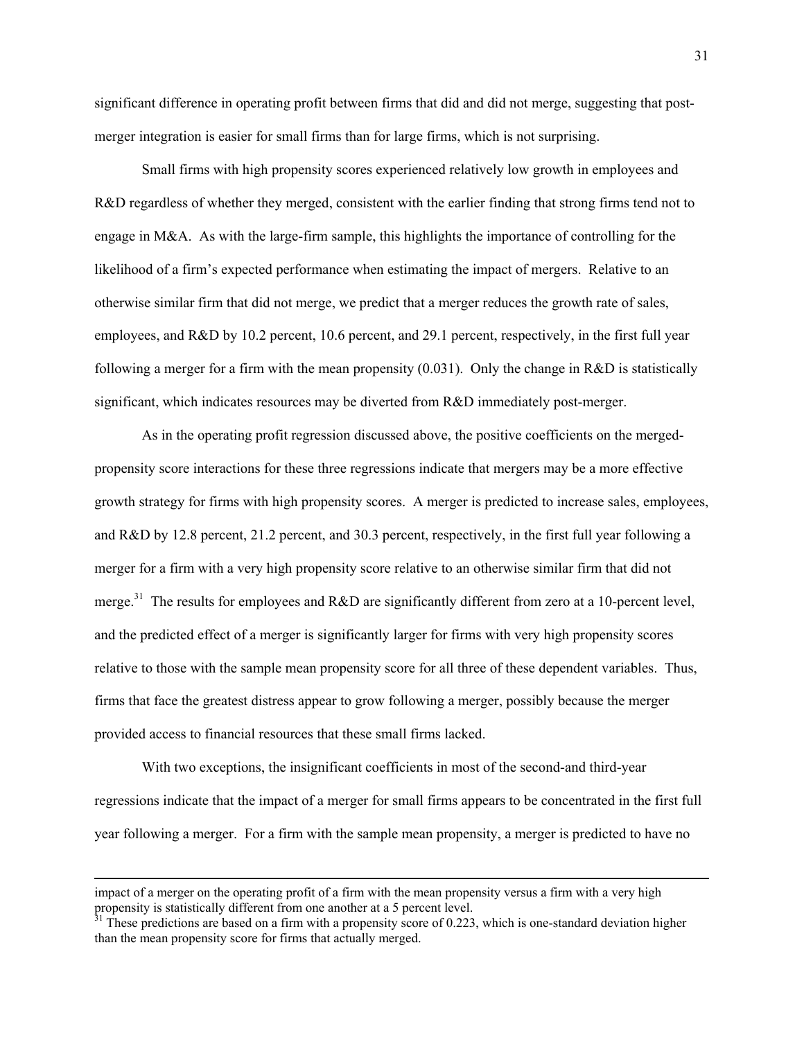significant difference in operating profit between firms that did and did not merge, suggesting that post-merger integration is easier for small firms than for large firms, which is not surprising.

Small firms with high propensity scores experienced relatively low growth in employees and R&D regardless of whether they merged, consistent with the earlier finding that strong firms tend not to engage in M&A. As with the large-firm sample, this highlights the importance of controlling for the likelihood of a firm's expected performance when estimating the impact of mergers. Relative to an otherwise similar firm that did not merge, we predict that a merger reduces the growth rate of sales, employees, and R&D by 10.2 percent, 10.6 percent, and 29.1 percent, respectively, in the first full year following a merger for a firm with the mean propensity (0.031). Only the change in R&D is statistically significant, which indicates resources may be diverted from R&D immediately post-merger.

As in the operating profit regression discussed above, the positive coefficients on the merged-propensity score interactions for these three regressions indicate that mergers may be a more effective growth strategy for firms with high propensity scores. A merger is predicted to increase sales, employees, and R&D by 12.8 percent, 21.2 percent, and 30.3 percent, respectively, in the first full year following a merger for a firm with a very high propensity score relative to an otherwise similar firm that did not merge.[31] The results for employees and R&D are significantly different from zero at a 10-percent level, and the predicted effect of a merger is significantly larger for firms with very high propensity scores relative to those with the sample mean propensity score for all three of these dependent variables. Thus, firms that face the greatest distress appear to grow following a merger, possibly because the merger provided access to financial resources that these small firms lacked.

With two exceptions, the insignificant coefficients in most of the second-and third-year regressions indicate that the impact of a merger for small firms appears to be concentrated in the first full year following a merger. For a firm with the sample mean propensity, a merger is predicted to have no

---

impact of a merger on the operating profit of a firm with the mean propensity versus a firm with a very high propensity is statistically different from one another at a 5 percent level.

[31] These predictions are based on a firm with a propensity score of 0.223, which is one-standard deviation higher than the mean propensity score for firms that actually merged.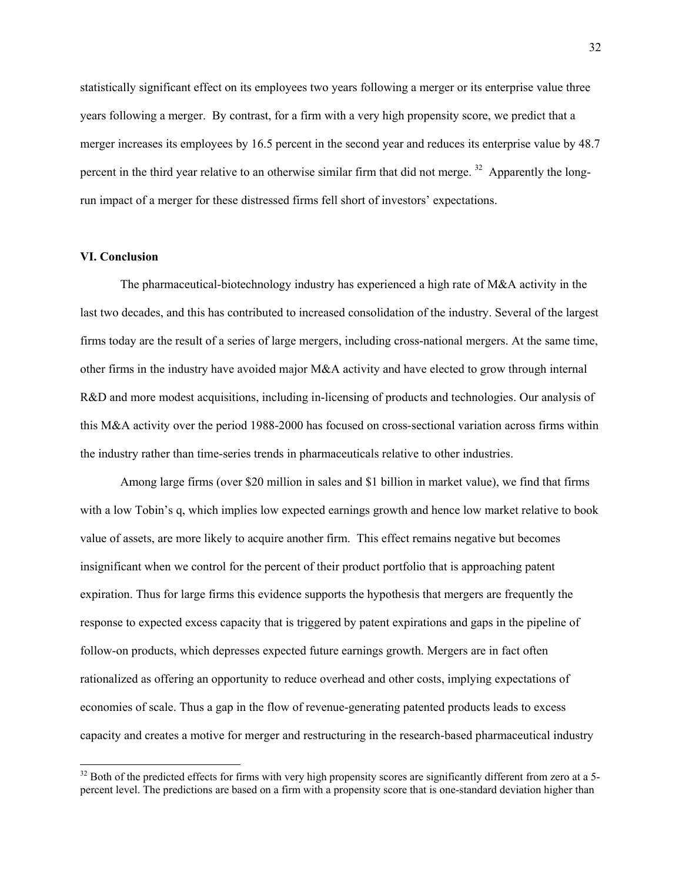statistically significant effect on its employees two years following a merger or its enterprise value three years following a merger. By contrast, for a firm with a very high propensity score, we predict that a merger increases its employees by 16.5 percent in the second year and reduces its enterprise value by 48.7 percent in the third year relative to an otherwise similar firm that did not merge. [32] Apparently the long-run impact of a merger for these distressed firms fell short of investors' expectations.

**VI. Conclusion**

The pharmaceutical-biotechnology industry has experienced a high rate of M&A activity in the last two decades, and this has contributed to increased consolidation of the industry. Several of the largest firms today are the result of a series of large mergers, including cross-national mergers. At the same time, other firms in the industry have avoided major M&A activity and have elected to grow through internal R&D and more modest acquisitions, including in-licensing of products and technologies. Our analysis of this M&A activity over the period 1988-2000 has focused on cross-sectional variation across firms within the industry rather than time-series trends in pharmaceuticals relative to other industries.

Among large firms (over $20 million in sales and $1 billion in market value), we find that firms with a low Tobin's q, which implies low expected earnings growth and hence low market relative to book value of assets, are more likely to acquire another firm. This effect remains negative but becomes insignificant when we control for the percent of their product portfolio that is approaching patent expiration. Thus for large firms this evidence supports the hypothesis that mergers are frequently the response to expected excess capacity that is triggered by patent expirations and gaps in the pipeline of follow-on products, which depresses expected future earnings growth. Mergers are in fact often rationalized as offering an opportunity to reduce overhead and other costs, implying expectations of economies of scale. Thus a gap in the flow of revenue-generating patented products leads to excess capacity and creates a motive for merger and restructuring in the research-based pharmaceutical industry

[32] Both of the predicted effects for firms with very high propensity scores are significantly different from zero at a 5-percent level. The predictions are based on a firm with a propensity score that is one-standard deviation higher than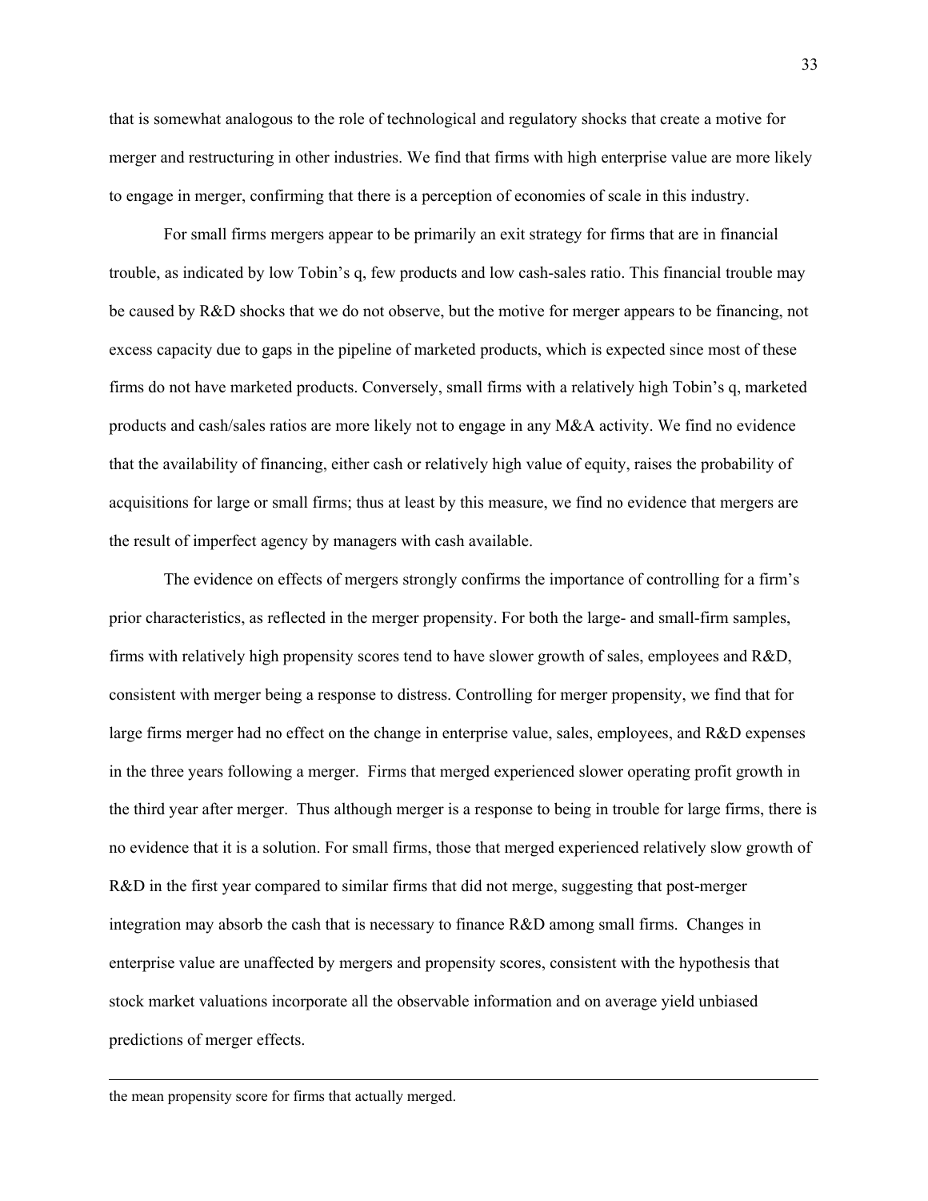that is somewhat analogous to the role of technological and regulatory shocks that create a motive for merger and restructuring in other industries. We find that firms with high enterprise value are more likely to engage in merger, confirming that there is a perception of economies of scale in this industry.

For small firms mergers appear to be primarily an exit strategy for firms that are in financial trouble, as indicated by low Tobin's q, few products and low cash-sales ratio. This financial trouble may be caused by R&D shocks that we do not observe, but the motive for merger appears to be financing, not excess capacity due to gaps in the pipeline of marketed products, which is expected since most of these firms do not have marketed products. Conversely, small firms with a relatively high Tobin's q, marketed products and cash/sales ratios are more likely not to engage in any M&A activity. We find no evidence that the availability of financing, either cash or relatively high value of equity, raises the probability of acquisitions for large or small firms; thus at least by this measure, we find no evidence that mergers are the result of imperfect agency by managers with cash available.

The evidence on effects of mergers strongly confirms the importance of controlling for a firm's prior characteristics, as reflected in the merger propensity. For both the large- and small-firm samples, firms with relatively high propensity scores tend to have slower growth of sales, employees and R&D, consistent with merger being a response to distress. Controlling for merger propensity, we find that for large firms merger had no effect on the change in enterprise value, sales, employees, and R&D expenses in the three years following a merger. Firms that merged experienced slower operating profit growth in the third year after merger. Thus although merger is a response to being in trouble for large firms, there is no evidence that it is a solution. For small firms, those that merged experienced relatively slow growth of R&D in the first year compared to similar firms that did not merge, suggesting that post-merger integration may absorb the cash that is necessary to finance R&D among small firms. Changes in enterprise value are unaffected by mergers and propensity scores, consistent with the hypothesis that stock market valuations incorporate all the observable information and on average yield unbiased predictions of merger effects.

---

the mean propensity score for firms that actually merged.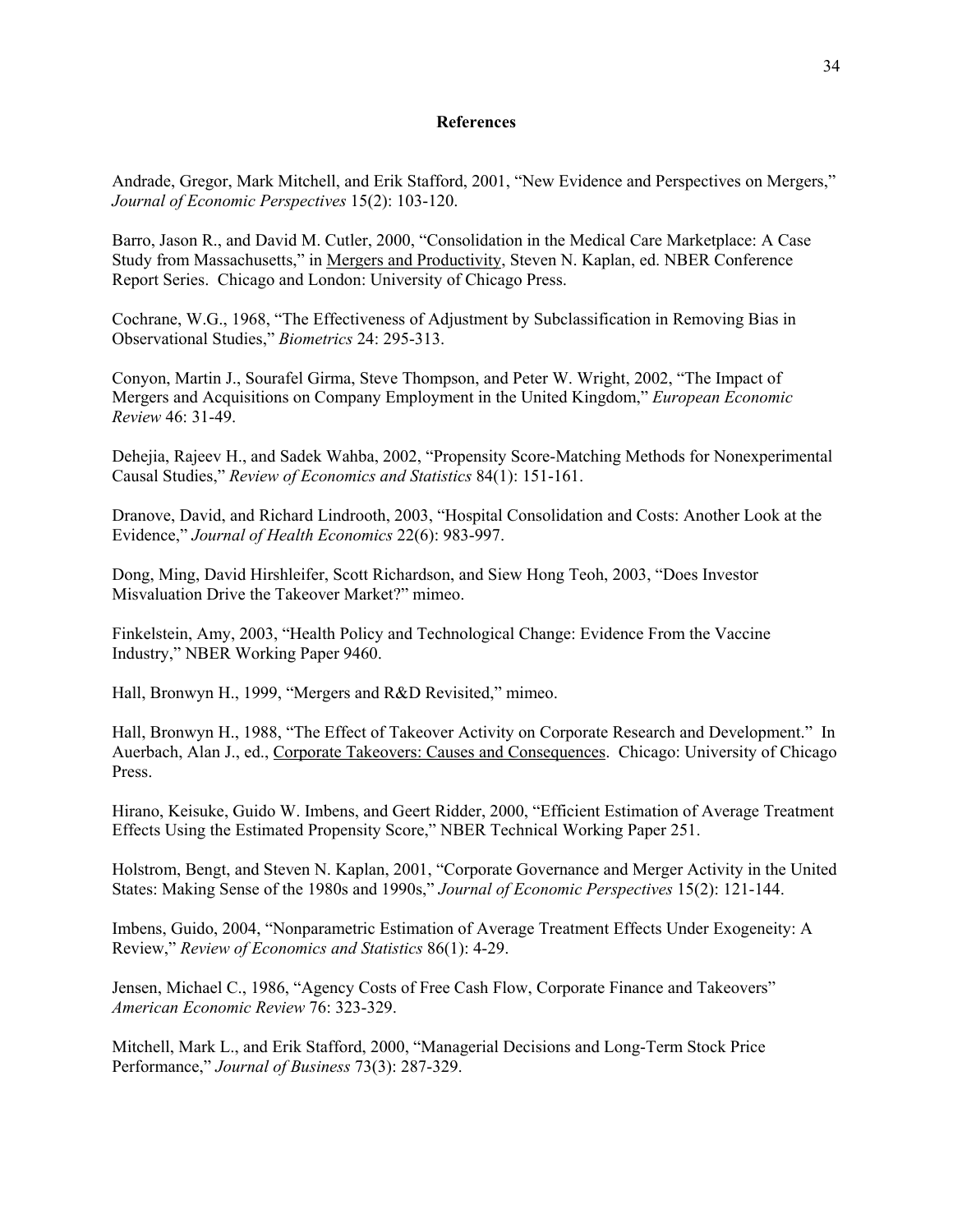## References

Andrade, Gregor, Mark Mitchell, and Erik Stafford, 2001, "New Evidence and Perspectives on Mergers," *Journal of Economic Perspectives* 15(2): 103-120.

Barro, Jason R., and David M. Cutler, 2000, "Consolidation in the Medical Care Marketplace: A Case Study from Massachusetts," in Mergers and Productivity, Steven N. Kaplan, ed. NBER Conference Report Series. Chicago and London: University of Chicago Press.

Cochrane, W.G., 1968, "The Effectiveness of Adjustment by Subclassification in Removing Bias in Observational Studies," *Biometrics* 24: 295-313.

Conyon, Martin J., Sourafel Girma, Steve Thompson, and Peter W. Wright, 2002, "The Impact of Mergers and Acquisitions on Company Employment in the United Kingdom," *European Economic Review* 46: 31-49.

Dehejia, Rajeev H., and Sadek Wahba, 2002, "Propensity Score-Matching Methods for Nonexperimental Causal Studies," *Review of Economics and Statistics* 84(1): 151-161.

Dranove, David, and Richard Lindrooth, 2003, "Hospital Consolidation and Costs: Another Look at the Evidence," *Journal of Health Economics* 22(6): 983-997.

Dong, Ming, David Hirshleifer, Scott Richardson, and Siew Hong Teoh, 2003, "Does Investor Misvaluation Drive the Takeover Market?" mimeo.

Finkelstein, Amy, 2003, "Health Policy and Technological Change: Evidence From the Vaccine Industry," NBER Working Paper 9460.

Hall, Bronwyn H., 1999, "Mergers and R&D Revisited," mimeo.

Hall, Bronwyn H., 1988, "The Effect of Takeover Activity on Corporate Research and Development." In Auerbach, Alan J., ed., Corporate Takeovers: Causes and Consequences. Chicago: University of Chicago Press.

Hirano, Keisuke, Guido W. Imbens, and Geert Ridder, 2000, "Efficient Estimation of Average Treatment Effects Using the Estimated Propensity Score," NBER Technical Working Paper 251.

Holstrom, Bengt, and Steven N. Kaplan, 2001, "Corporate Governance and Merger Activity in the United States: Making Sense of the 1980s and 1990s," *Journal of Economic Perspectives* 15(2): 121-144.

Imbens, Guido, 2004, "Nonparametric Estimation of Average Treatment Effects Under Exogeneity: A Review," *Review of Economics and Statistics* 86(1): 4-29.

Jensen, Michael C., 1986, "Agency Costs of Free Cash Flow, Corporate Finance and Takeovers" *American Economic Review* 76: 323-329.

Mitchell, Mark L., and Erik Stafford, 2000, "Managerial Decisions and Long-Term Stock Price Performance," *Journal of Business* 73(3): 287-329.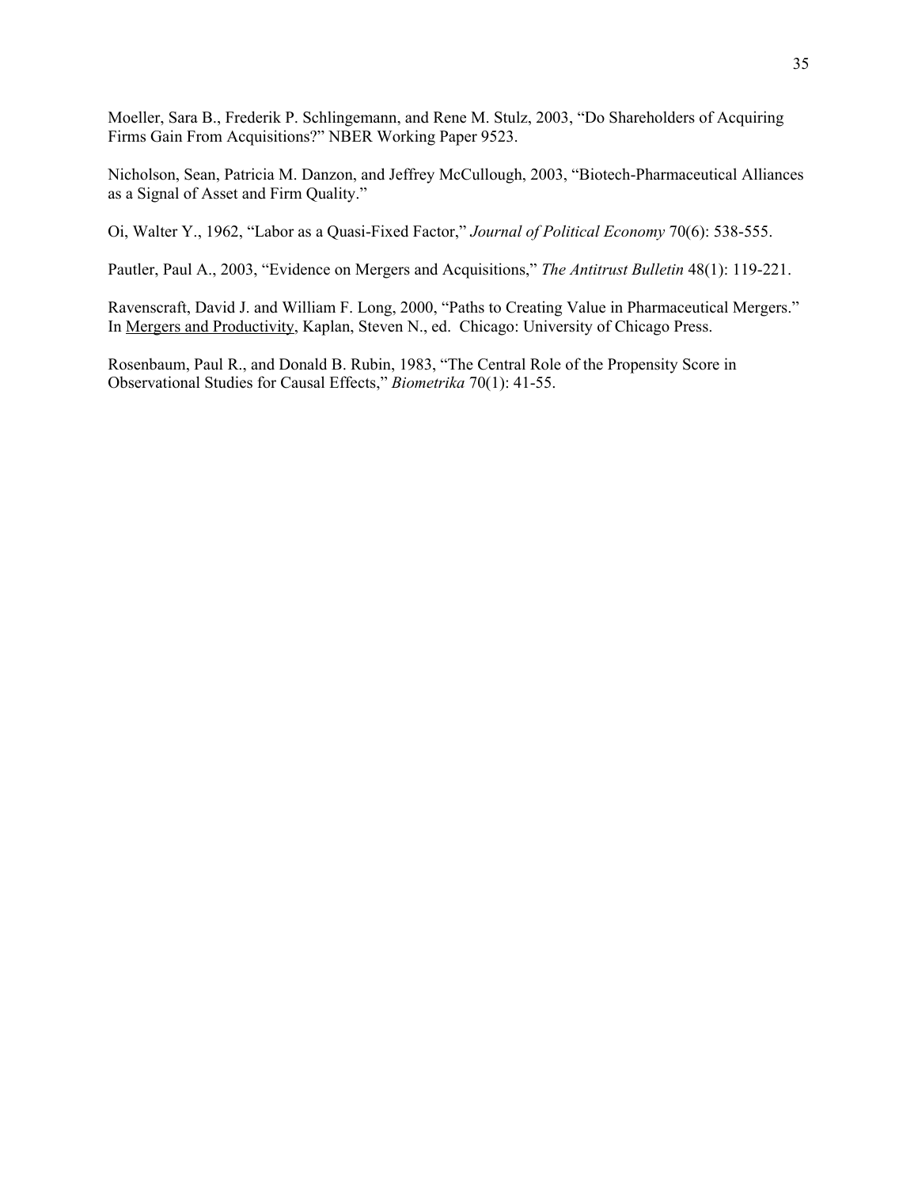Moeller, Sara B., Frederik P. Schlingemann, and Rene M. Stulz, 2003, "Do Shareholders of Acquiring Firms Gain From Acquisitions?" NBER Working Paper 9523.

Nicholson, Sean, Patricia M. Danzon, and Jeffrey McCullough, 2003, "Biotech-Pharmaceutical Alliances as a Signal of Asset and Firm Quality."

Oi, Walter Y., 1962, "Labor as a Quasi-Fixed Factor," *Journal of Political Economy* 70(6): 538-555.

Pautler, Paul A., 2003, "Evidence on Mergers and Acquisitions," *The Antitrust Bulletin* 48(1): 119-221.

Ravenscraft, David J. and William F. Long, 2000, "Paths to Creating Value in Pharmaceutical Mergers." In Mergers and Productivity, Kaplan, Steven N., ed. Chicago: University of Chicago Press.

Rosenbaum, Paul R., and Donald B. Rubin, 1983, "The Central Role of the Propensity Score in Observational Studies for Causal Effects," *Biometrika* 70(1): 41-55.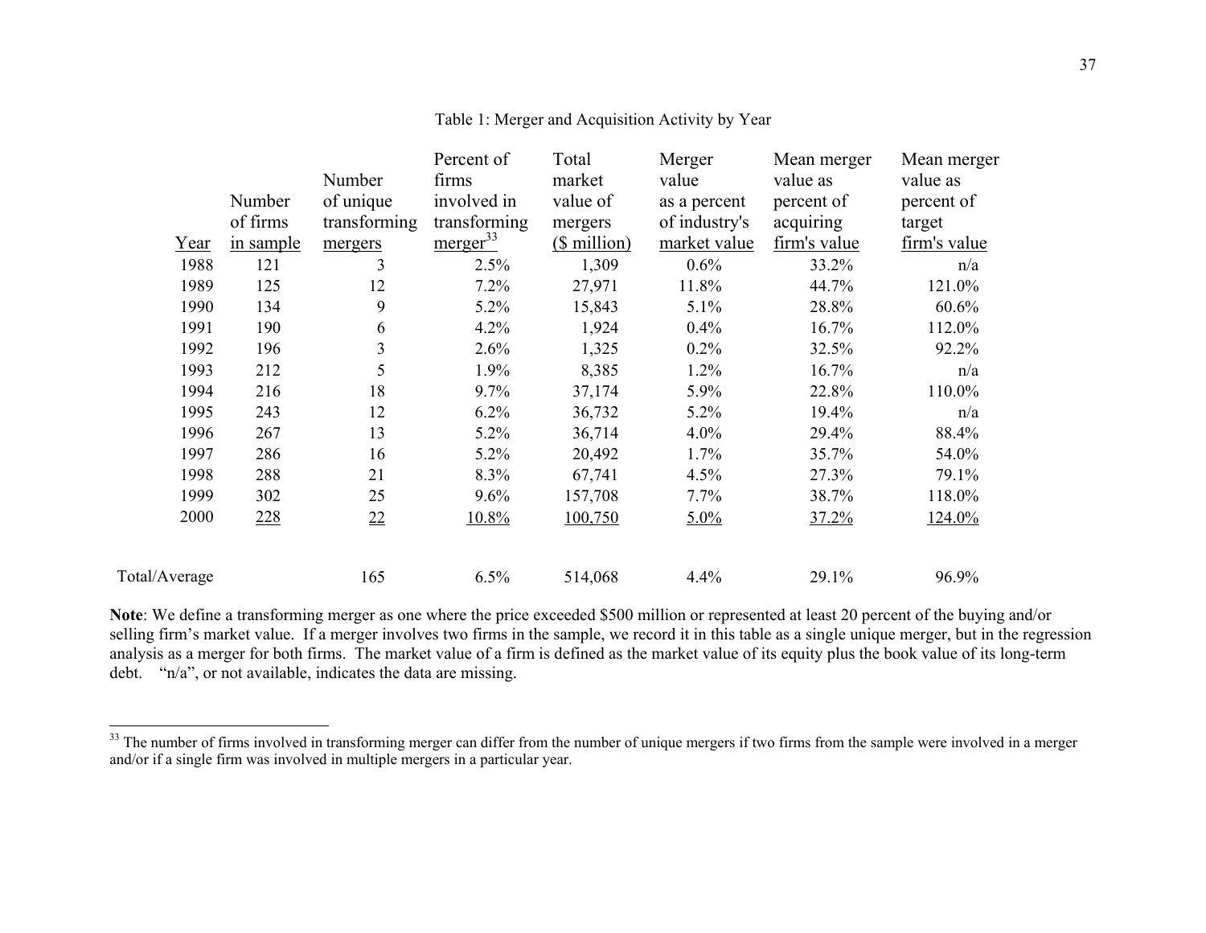Table 1: Merger and Acquisition Activity by Year

| Year | Number of firms in sample | Number of unique transforming mergers | Percent of firms involved in transforming merger[33] | Total market value of mergers ($ million) | Merger value as a percent of industry's market value | Mean merger value as percent of acquiring firm's value | Mean merger value as percent of target firm's value |
|---|---|---|---|---|---|---|---|
| 1988 | 121 | 3 | 2.5% | 1,309 | 0.6% | 33.2% | n/a |
| 1989 | 125 | 12 | 7.2% | 27,971 | 11.8% | 44.7% | 121.0% |
| 1990 | 134 | 9 | 5.2% | 15,843 | 5.1% | 28.8% | 60.6% |
| 1991 | 190 | 6 | 4.2% | 1,924 | 0.4% | 16.7% | 112.0% |
| 1992 | 196 | 3 | 2.6% | 1,325 | 0.2% | 32.5% | 92.2% |
| 1993 | 212 | 5 | 1.9% | 8,385 | 1.2% | 16.7% | n/a |
| 1994 | 216 | 18 | 9.7% | 37,174 | 5.9% | 22.8% | 110.0% |
| 1995 | 243 | 12 | 6.2% | 36,732 | 5.2% | 19.4% | n/a |
| 1996 | 267 | 13 | 5.2% | 36,714 | 4.0% | 29.4% | 88.4% |
| 1997 | 286 | 16 | 5.2% | 20,492 | 1.7% | 35.7% | 54.0% |
| 1998 | 288 | 21 | 8.3% | 67,741 | 4.5% | 27.3% | 79.1% |
| 1999 | 302 | 25 | 9.6% | 157,708 | 7.7% | 38.7% | 118.0% |
| 2000 | 228 | 22 | 10.8% | 100,750 | 5.0% | 37.2% | 124.0% |
| Total/Average | | 165 | 6.5% | 514,068 | 4.4% | 29.1% | 96.9% |

**Note**: We define a transforming merger as one where the price exceeded $500 million or represented at least 20 percent of the buying and/or selling firm's market value. If a merger involves two firms in the sample, we record it in this table as a single unique merger, but in the regression analysis as a merger for both firms. The market value of a firm is defined as the market value of its equity plus the book value of its long-term debt. "n/a", or not available, indicates the data are missing.

[33] The number of firms involved in transforming merger can differ from the number of unique mergers if two firms from the sample were involved in a merger and/or if a single firm was involved in multiple mergers in a particular year.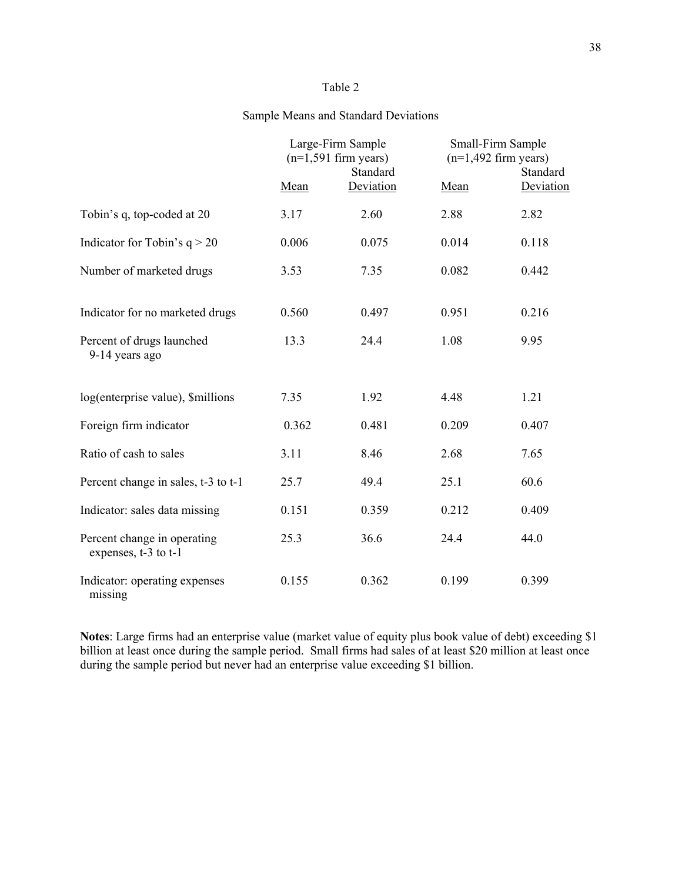Table 2

Sample Means and Standard Deviations

| | Large-Firm Sample (n=1,591 firm years) | | Small-Firm Sample (n=1,492 firm years) | |
|---|---|---|---|---|
| | Mean | Standard Deviation | Mean | Standard Deviation |
| Tobin's q, top-coded at 20 | 3.17 | 2.60 | 2.88 | 2.82 |
| Indicator for Tobin's q > 20 | 0.006 | 0.075 | 0.014 | 0.118 |
| Number of marketed drugs | 3.53 | 7.35 | 0.082 | 0.442 |
| Indicator for no marketed drugs | 0.560 | 0.497 | 0.951 | 0.216 |
| Percent of drugs launched 9-14 years ago | 13.3 | 24.4 | 1.08 | 9.95 |
| log(enterprise value), $millions | 7.35 | 1.92 | 4.48 | 1.21 |
| Foreign firm indicator | 0.362 | 0.481 | 0.209 | 0.407 |
| Ratio of cash to sales | 3.11 | 8.46 | 2.68 | 7.65 |
| Percent change in sales, t-3 to t-1 | 25.7 | 49.4 | 25.1 | 60.6 |
| Indicator: sales data missing | 0.151 | 0.359 | 0.212 | 0.409 |
| Percent change in operating expenses, t-3 to t-1 | 25.3 | 36.6 | 24.4 | 44.0 |
| Indicator: operating expenses missing | 0.155 | 0.362 | 0.199 | 0.399 |

**Notes**: Large firms had an enterprise value (market value of equity plus book value of debt) exceeding $1 billion at least once during the sample period. Small firms had sales of at least $20 million at least once during the sample period but never had an enterprise value exceeding $1 billion.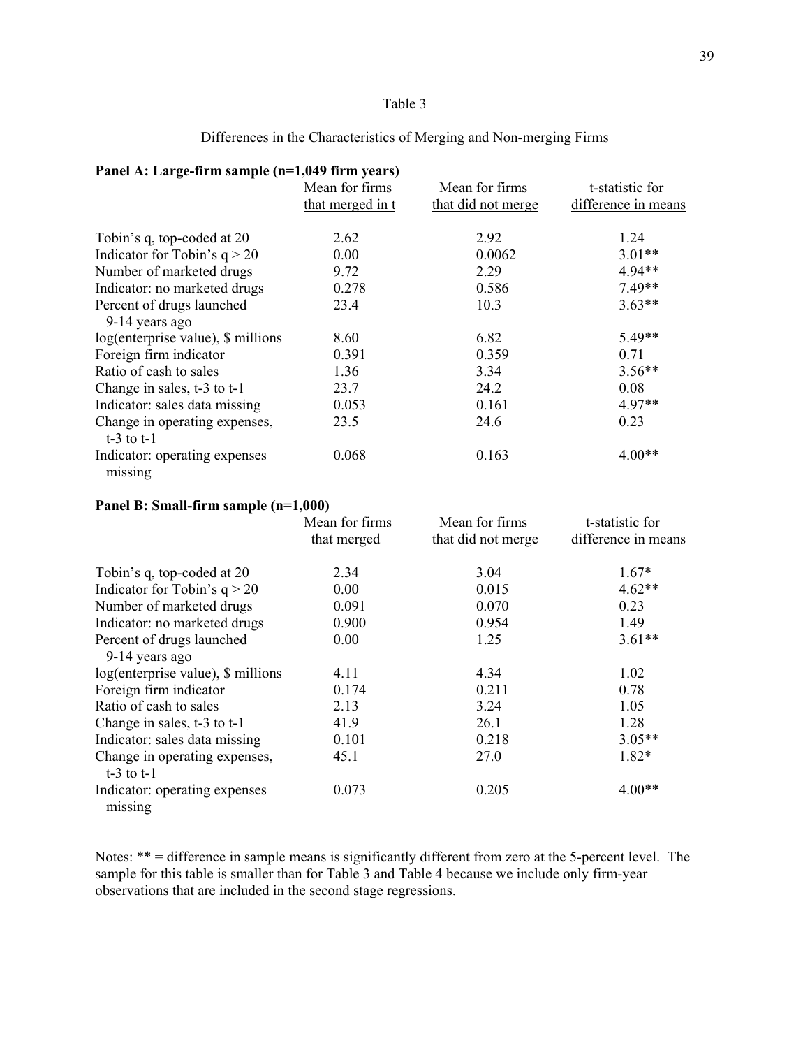Table 3

Differences in the Characteristics of Merging and Non-merging Firms

**Panel A: Large-firm sample (n=1,049 firm years)**

| | Mean for firms that merged in t | Mean for firms that did not merge | t-statistic for difference in means |
|---|---|---|---|
| Tobin's q, top-coded at 20 | 2.62 | 2.92 | 1.24 |
| Indicator for Tobin's q > 20 | 0.00 | 0.0062 | 3.01** |
| Number of marketed drugs | 9.72 | 2.29 | 4.94** |
| Indicator: no marketed drugs | 0.278 | 0.586 | 7.49** |
| Percent of drugs launched 9-14 years ago | 23.4 | 10.3 | 3.63** |
| log(enterprise value), $ millions | 8.60 | 6.82 | 5.49** |
| Foreign firm indicator | 0.391 | 0.359 | 0.71 |
| Ratio of cash to sales | 1.36 | 3.34 | 3.56** |
| Change in sales, t-3 to t-1 | 23.7 | 24.2 | 0.08 |
| Indicator: sales data missing | 0.053 | 0.161 | 4.97** |
| Change in operating expenses, t-3 to t-1 | 23.5 | 24.6 | 0.23 |
| Indicator: operating expenses missing | 0.068 | 0.163 | 4.00** |

**Panel B: Small-firm sample (n=1,000)**

| | Mean for firms that merged | Mean for firms that did not merge | t-statistic for difference in means |
|---|---|---|---|
| Tobin's q, top-coded at 20 | 2.34 | 3.04 | 1.67* |
| Indicator for Tobin's q > 20 | 0.00 | 0.015 | 4.62** |
| Number of marketed drugs | 0.091 | 0.070 | 0.23 |
| Indicator: no marketed drugs | 0.900 | 0.954 | 1.49 |
| Percent of drugs launched 9-14 years ago | 0.00 | 1.25 | 3.61** |
| log(enterprise value), $ millions | 4.11 | 4.34 | 1.02 |
| Foreign firm indicator | 0.174 | 0.211 | 0.78 |
| Ratio of cash to sales | 2.13 | 3.24 | 1.05 |
| Change in sales, t-3 to t-1 | 41.9 | 26.1 | 1.28 |
| Indicator: sales data missing | 0.101 | 0.218 | 3.05** |
| Change in operating expenses, t-3 to t-1 | 45.1 | 27.0 | 1.82* |
| Indicator: operating expenses missing | 0.073 | 0.205 | 4.00** |

Notes: ** = difference in sample means is significantly different from zero at the 5-percent level. The sample for this table is smaller than for Table 3 and Table 4 because we include only firm-year observations that are included in the second stage regressions.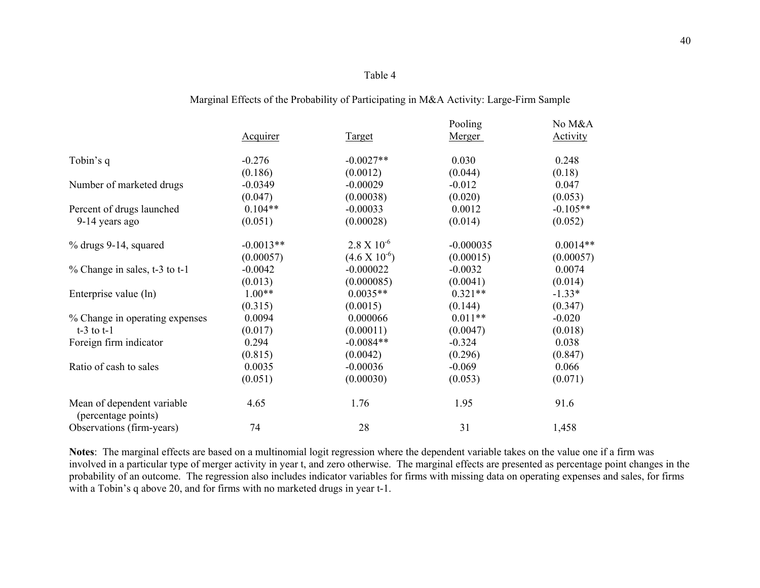Table 4

Marginal Effects of the Probability of Participating in M&A Activity: Large-Firm Sample

| | Acquirer | Target | Pooling Merger | No M&A Activity |
|---|---|---|---|---|
| Tobin's q | -0.276 | -0.0027** | 0.030 | 0.248 |
| | (0.186) | (0.0012) | (0.044) | (0.18) |
| Number of marketed drugs | -0.0349 | -0.00029 | -0.012 | 0.047 |
| | (0.047) | (0.00038) | (0.020) | (0.053) |
| Percent of drugs launched 9-14 years ago | 0.104** | -0.00033 | 0.0012 | -0.105** |
| | (0.051) | (0.00028) | (0.014) | (0.052) |
| % drugs 9-14, squared | -0.0013** | $2.8 \times 10^{-6}$ | -0.000035 | 0.0014** |
| | (0.00057) | ($4.6 \times 10^{-6}$) | (0.00015) | (0.00057) |
| % Change in sales, t-3 to t-1 | -0.0042 | -0.000022 | -0.0032 | 0.0074 |
| | (0.013) | (0.000085) | (0.0041) | (0.014) |
| Enterprise value (ln) | 1.00** | 0.0035** | 0.321** | -1.33* |
| | (0.315) | (0.0015) | (0.144) | (0.347) |
| % Change in operating expenses t-3 to t-1 | 0.0094 | 0.000066 | 0.011** | -0.020 |
| | (0.017) | (0.00011) | (0.0047) | (0.018) |
| Foreign firm indicator | 0.294 | -0.0084** | -0.324 | 0.038 |
| | (0.815) | (0.0042) | (0.296) | (0.847) |
| Ratio of cash to sales | 0.0035 | -0.00036 | -0.069 | 0.066 |
| | (0.051) | (0.00030) | (0.053) | (0.071) |
| Mean of dependent variable (percentage points) | 4.65 | 1.76 | 1.95 | 91.6 |
| Observations (firm-years) | 74 | 28 | 31 | 1,458 |

**Notes**: The marginal effects are based on a multinomial logit regression where the dependent variable takes on the value one if a firm was involved in a particular type of merger activity in year t, and zero otherwise. The marginal effects are presented as percentage point changes in the probability of an outcome. The regression also includes indicator variables for firms with missing data on operating expenses and sales, for firms with a Tobin's q above 20, and for firms with no marketed drugs in year t-1.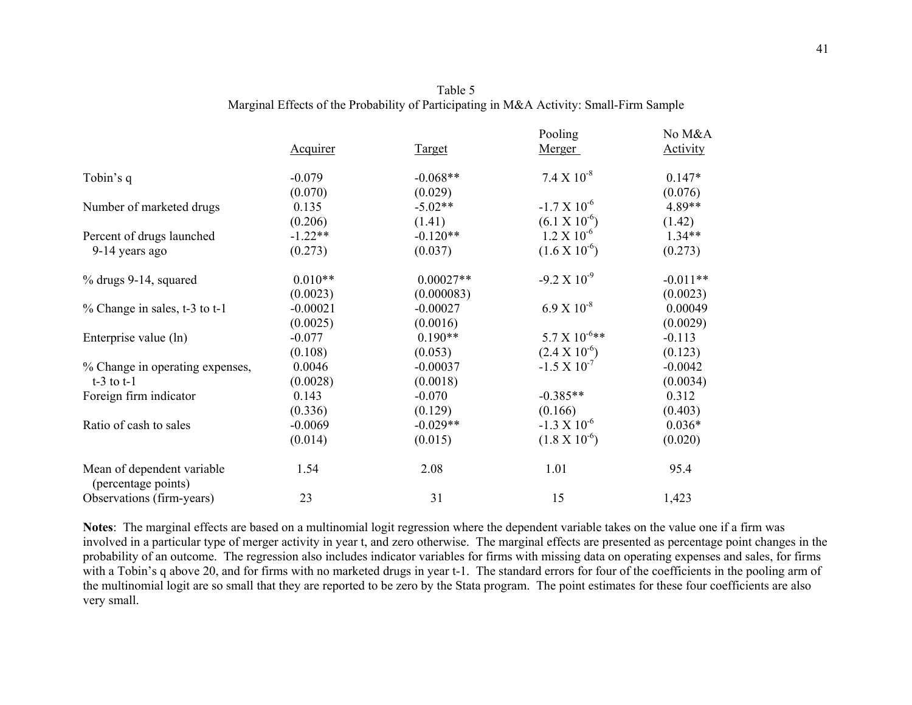Table 5
Marginal Effects of the Probability of Participating in M&A Activity: Small-Firm Sample

| | Acquirer | Target | Pooling Merger | No M&A Activity |
|---|---|---|---|---|
| Tobin's q | -0.079 | -0.068** | $7.4 \times 10^{-8}$ | 0.147* |
| | (0.070) | (0.029) | | (0.076) |
| Number of marketed drugs | 0.135 | -5.02** | $-1.7 \times 10^{-6}$ | 4.89** |
| | (0.206) | (1.41) | $(6.1 \times 10^{-6})$ | (1.42) |
| Percent of drugs launched 9-14 years ago | -1.22** | -0.120** | $1.2 \times 10^{-6}$ | 1.34** |
| | (0.273) | (0.037) | $(1.6 \times 10^{-6})$ | (0.273) |
| % drugs 9-14, squared | 0.010** | 0.00027** | $-9.2 \times 10^{-9}$ | -0.011** |
| | (0.0023) | (0.000083) | | (0.0023) |
| % Change in sales, t-3 to t-1 | -0.00021 | -0.00027 | $6.9 \times 10^{-8}$ | 0.00049 |
| | (0.0025) | (0.0016) | | (0.0029) |
| Enterprise value (ln) | -0.077 | 0.190** | $5.7 \times 10^{-6}$** | -0.113 |
| | (0.108) | (0.053) | $(2.4 \times 10^{-6})$ | (0.123) |
| % Change in operating expenses, t-3 to t-1 | 0.0046 | -0.00037 | $-1.5 \times 10^{-7}$ | -0.0042 |
| | (0.0028) | (0.0018) | | (0.0034) |
| Foreign firm indicator | 0.143 | -0.070 | -0.385** | 0.312 |
| | (0.336) | (0.129) | (0.166) | (0.403) |
| Ratio of cash to sales | -0.0069 | -0.029** | $-1.3 \times 10^{-6}$ | 0.036* |
| | (0.014) | (0.015) | $(1.8 \times 10^{-6})$ | (0.020) |
| Mean of dependent variable (percentage points) | 1.54 | 2.08 | 1.01 | 95.4 |
| Observations (firm-years) | 23 | 31 | 15 | 1,423 |

**Notes**: The marginal effects are based on a multinomial logit regression where the dependent variable takes on the value one if a firm was involved in a particular type of merger activity in year t, and zero otherwise. The marginal effects are presented as percentage point changes in the probability of an outcome. The regression also includes indicator variables for firms with missing data on operating expenses and sales, for firms with a Tobin's q above 20, and for firms with no marketed drugs in year t-1. The standard errors for four of the coefficients in the pooling arm of the multinomial logit are so small that they are reported to be zero by the Stata program. The point estimates for these four coefficients are also very small.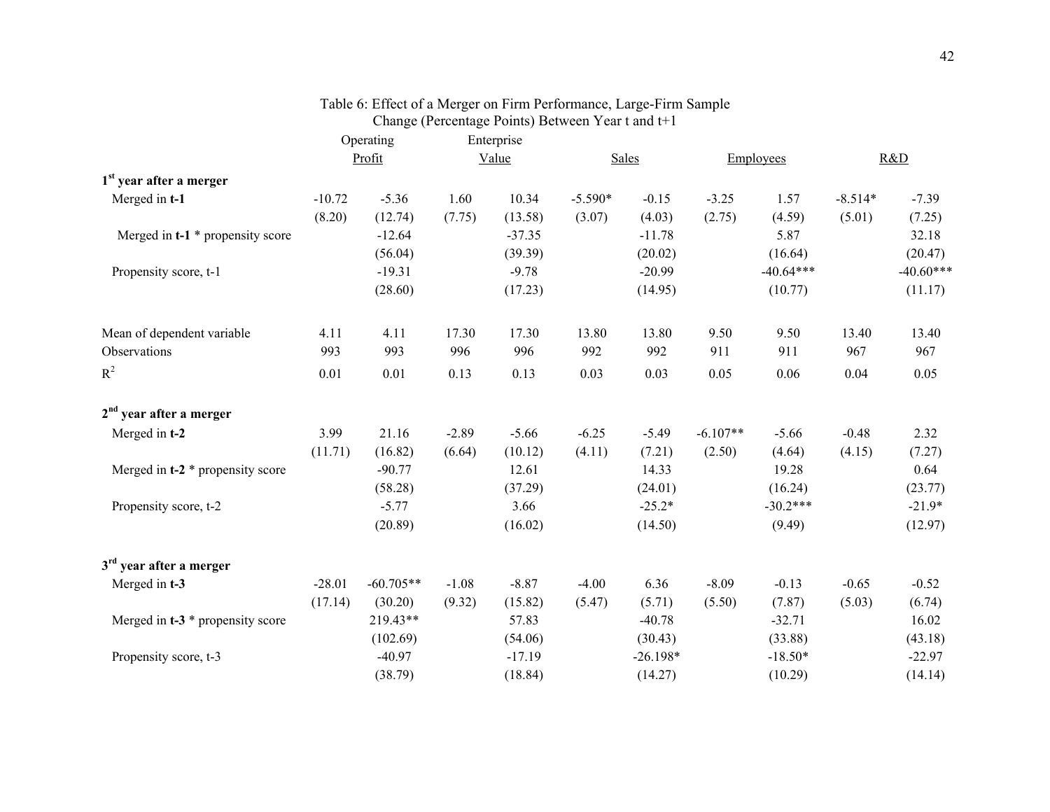Table 6: Effect of a Merger on Firm Performance, Large-Firm Sample
Change (Percentage Points) Between Year t and t+1

| | Operating Profit | | Enterprise Value | | Sales | | Employees | | R&D | |
|---|---|---|---|---|---|---|---|---|---|---|
| **1st year after a merger** | | | | | | | | | | |
| Merged in **t-1** | -10.72 | -5.36 | 1.60 | 10.34 | -5.590* | -0.15 | -3.25 | 1.57 | -8.514* | -7.39 |
| | (8.20) | (12.74) | (7.75) | (13.58) | (3.07) | (4.03) | (2.75) | (4.59) | (5.01) | (7.25) |
| Merged in **t-1** * propensity score | | -12.64 | | -37.35 | | -11.78 | | 5.87 | | 32.18 |
| | | (56.04) | | (39.39) | | (20.02) | | (16.64) | | (20.47) |
| Propensity score, t-1 | | -19.31 | | -9.78 | | -20.99 | | -40.64*** | | -40.60*** |
| | | (28.60) | | (17.23) | | (14.95) | | (10.77) | | (11.17) |
| Mean of dependent variable | 4.11 | 4.11 | 17.30 | 17.30 | 13.80 | 13.80 | 9.50 | 9.50 | 13.40 | 13.40 |
| Observations | 993 | 993 | 996 | 996 | 992 | 992 | 911 | 911 | 967 | 967 |
| $R^2$ | 0.01 | 0.01 | 0.13 | 0.13 | 0.03 | 0.03 | 0.05 | 0.06 | 0.04 | 0.05 |
| **2nd year after a merger** | | | | | | | | | | |
| Merged in **t-2** | 3.99 | 21.16 | -2.89 | -5.66 | -6.25 | -5.49 | -6.107** | -5.66 | -0.48 | 2.32 |
| | (11.71) | (16.82) | (6.64) | (10.12) | (4.11) | (7.21) | (2.50) | (4.64) | (4.15) | (7.27) |
| Merged in **t-2** * propensity score | | -90.77 | | 12.61 | | 14.33 | | 19.28 | | 0.64 |
| | | (58.28) | | (37.29) | | (24.01) | | (16.24) | | (23.77) |
| Propensity score, t-2 | | -5.77 | | 3.66 | | -25.2* | | -30.2*** | | -21.9* |
| | | (20.89) | | (16.02) | | (14.50) | | (9.49) | | (12.97) |
| **3rd year after a merger** | | | | | | | | | | |
| Merged in **t-3** | -28.01 | -60.705** | -1.08 | -8.87 | -4.00 | 6.36 | -8.09 | -0.13 | -0.65 | -0.52 |
| | (17.14) | (30.20) | (9.32) | (15.82) | (5.47) | (5.71) | (5.50) | (7.87) | (5.03) | (6.74) |
| Merged in **t-3** * propensity score | | 219.43** | | 57.83 | | -40.78 | | -32.71 | | 16.02 |
| | | (102.69) | | (54.06) | | (30.43) | | (33.88) | | (43.18) |
| Propensity score, t-3 | | -40.97 | | -17.19 | | -26.198* | | -18.50* | | -22.97 |
| | | (38.79) | | (18.84) | | (14.27) | | (10.29) | | (14.14) |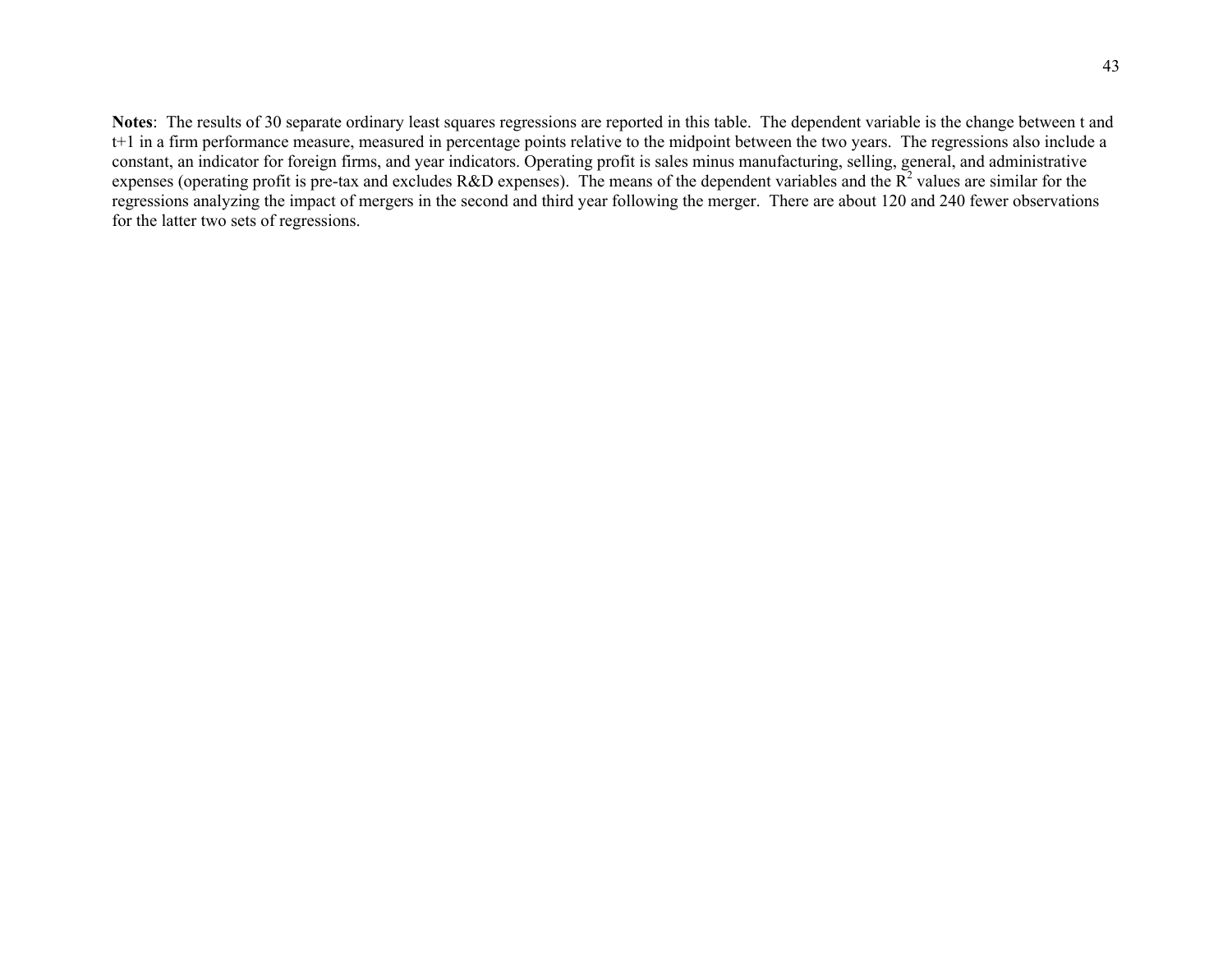**Notes**: The results of 30 separate ordinary least squares regressions are reported in this table. The dependent variable is the change between t and t+1 in a firm performance measure, measured in percentage points relative to the midpoint between the two years. The regressions also include a constant, an indicator for foreign firms, and year indicators. Operating profit is sales minus manufacturing, selling, general, and administrative expenses (operating profit is pre-tax and excludes R&D expenses). The means of the dependent variables and the $R^2$ values are similar for the regressions analyzing the impact of mergers in the second and third year following the merger. There are about 120 and 240 fewer observations for the latter two sets of regressions.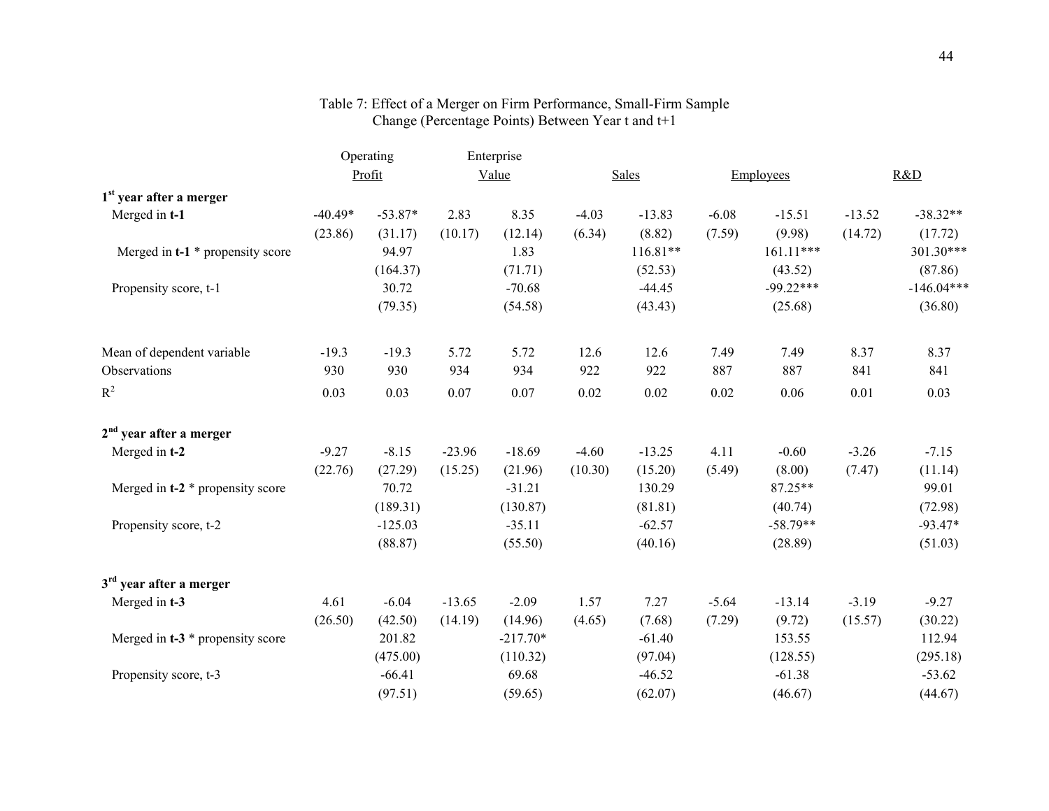Table 7: Effect of a Merger on Firm Performance, Small-Firm Sample
Change (Percentage Points) Between Year t and t+1

| | Operating Profit | | Enterprise Value | | Sales | | Employees | | R&D | |
|---|---|---|---|---|---|---|---|---|---|---|
| **1st year after a merger** | | | | | | | | | | |
| Merged in **t-1** | -40.49* | -53.87* | 2.83 | 8.35 | -4.03 | -13.83 | -6.08 | -15.51 | -13.52 | -38.32** |
| | (23.86) | (31.17) | (10.17) | (12.14) | (6.34) | (8.82) | (7.59) | (9.98) | (14.72) | (17.72) |
| Merged in **t-1** * propensity score | | 94.97 | | 1.83 | | 116.81** | | 161.11*** | | 301.30*** |
| | | (164.37) | | (71.71) | | (52.53) | | (43.52) | | (87.86) |
| Propensity score, t-1 | | 30.72 | | -70.68 | | -44.45 | | -99.22*** | | -146.04*** |
| | | (79.35) | | (54.58) | | (43.43) | | (25.68) | | (36.80) |
| Mean of dependent variable | -19.3 | -19.3 | 5.72 | 5.72 | 12.6 | 12.6 | 7.49 | 7.49 | 8.37 | 8.37 |
| Observations | 930 | 930 | 934 | 934 | 922 | 922 | 887 | 887 | 841 | 841 |
| $R^2$ | 0.03 | 0.03 | 0.07 | 0.07 | 0.02 | 0.02 | 0.02 | 0.06 | 0.01 | 0.03 |
| **2nd year after a merger** | | | | | | | | | | |
| Merged in **t-2** | -9.27 | -8.15 | -23.96 | -18.69 | -4.60 | -13.25 | 4.11 | -0.60 | -3.26 | -7.15 |
| | (22.76) | (27.29) | (15.25) | (21.96) | (10.30) | (15.20) | (5.49) | (8.00) | (7.47) | (11.14) |
| Merged in **t-2** * propensity score | | 70.72 | | -31.21 | | 130.29 | | 87.25** | | 99.01 |
| | | (189.31) | | (130.87) | | (81.81) | | (40.74) | | (72.98) |
| Propensity score, t-2 | | -125.03 | | -35.11 | | -62.57 | | -58.79** | | -93.47* |
| | | (88.87) | | (55.50) | | (40.16) | | (28.89) | | (51.03) |
| **3rd year after a merger** | | | | | | | | | | |
| Merged in **t-3** | 4.61 | -6.04 | -13.65 | -2.09 | 1.57 | 7.27 | -5.64 | -13.14 | -3.19 | -9.27 |
| | (26.50) | (42.50) | (14.19) | (14.96) | (4.65) | (7.68) | (7.29) | (9.72) | (15.57) | (30.22) |
| Merged in **t-3** * propensity score | | 201.82 | | -217.70* | | -61.40 | | 153.55 | | 112.94 |
| | | (475.00) | | (110.32) | | (97.04) | | (128.55) | | (295.18) |
| Propensity score, t-3 | | -66.41 | | 69.68 | | -46.52 | | -61.38 | | -53.62 |
| | | (97.51) | | (59.65) | | (62.07) | | (46.67) | | (44.67) |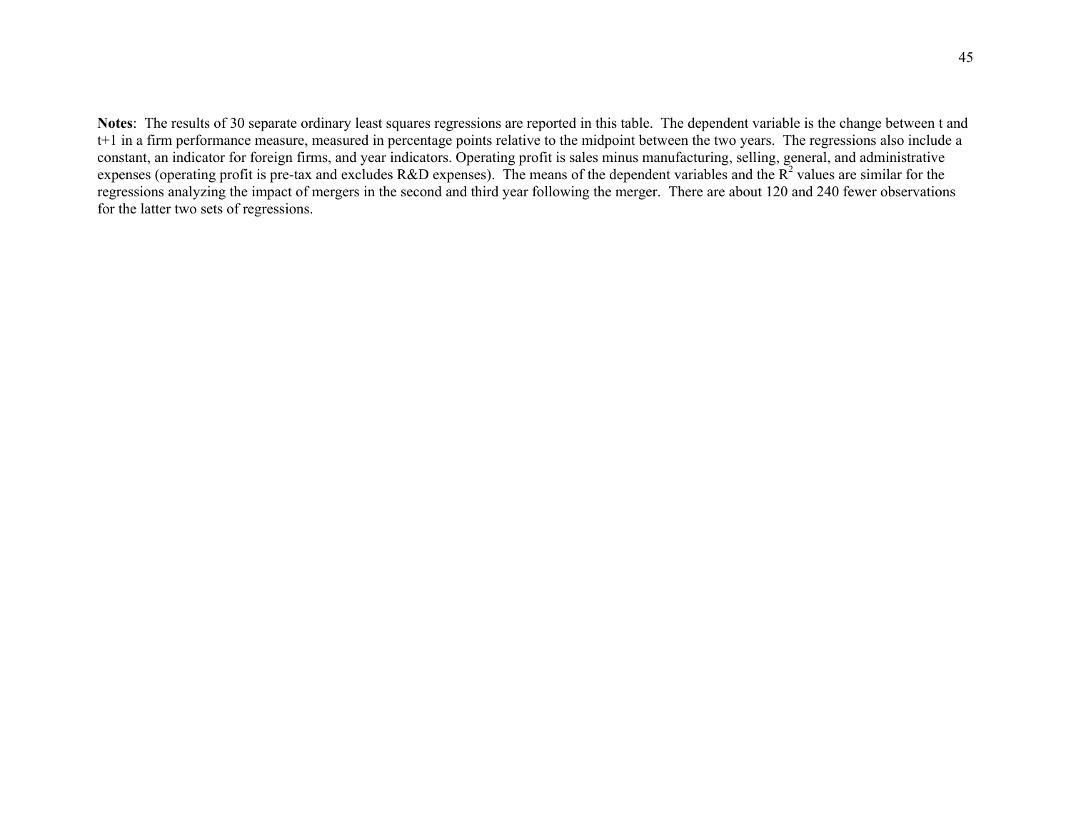**Notes**: The results of 30 separate ordinary least squares regressions are reported in this table. The dependent variable is the change between t and t+1 in a firm performance measure, measured in percentage points relative to the midpoint between the two years. The regressions also include a constant, an indicator for foreign firms, and year indicators. Operating profit is sales minus manufacturing, selling, general, and administrative expenses (operating profit is pre-tax and excludes R&D expenses). The means of the dependent variables and the $R^2$ values are similar for the regressions analyzing the impact of mergers in the second and third year following the merger. There are about 120 and 240 fewer observations for the latter two sets of regressions.